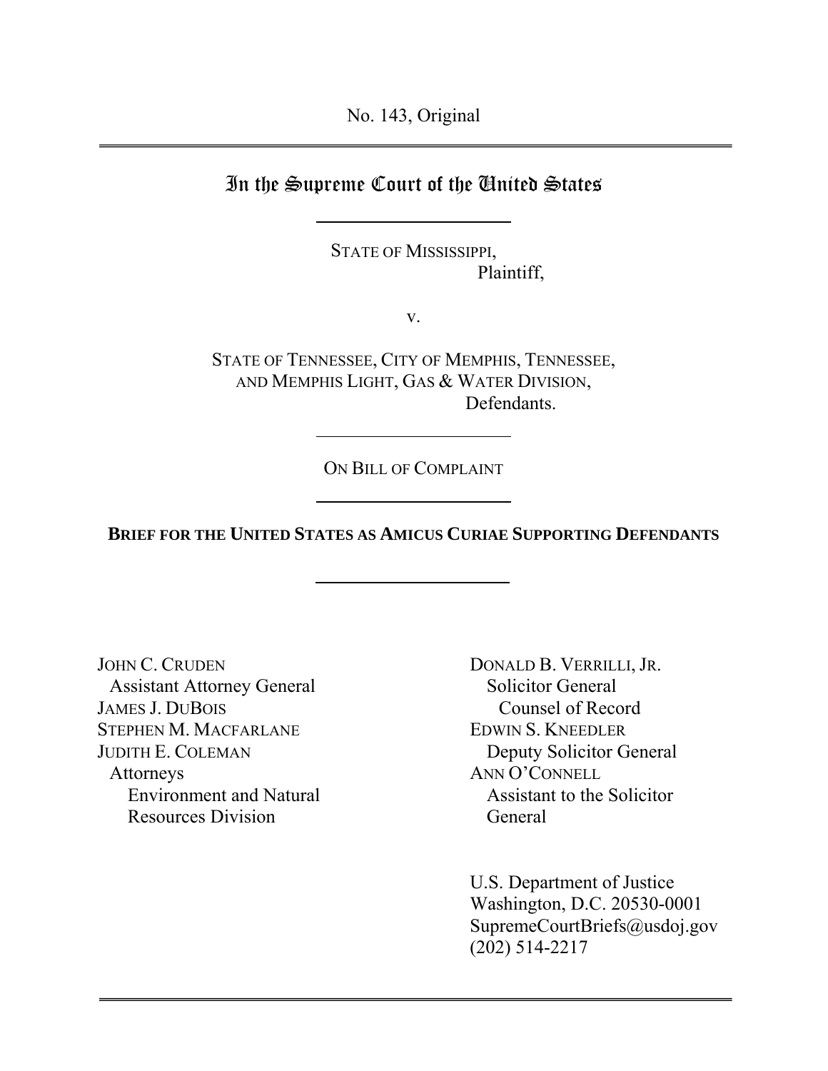No. 143, Original

# In the Supreme Court of the United States

STATE OF MISSISSIPPI,
Plaintiff,

v.

STATE OF TENNESSEE, CITY OF MEMPHIS, TENNESSEE, AND MEMPHIS LIGHT, GAS & WATER DIVISION,
Defendants.

ON BILL OF COMPLAINT

**BRIEF FOR THE UNITED STATES AS AMICUS CURIAE SUPPORTING DEFENDANTS**

JOHN C. CRUDEN
Assistant Attorney General
JAMES J. DUBOIS
STEPHEN M. MACFARLANE
JUDITH E. COLEMAN
Attorneys
Environment and Natural Resources Division

DONALD B. VERRILLI, JR.
Solicitor General
Counsel of Record
EDWIN S. KNEEDLER
Deputy Solicitor General
ANN O'CONNELL
Assistant to the Solicitor General

U.S. Department of Justice
Washington, D.C. 20530-0001
SupremeCourtBriefs@usdoj.gov
(202) 514-2217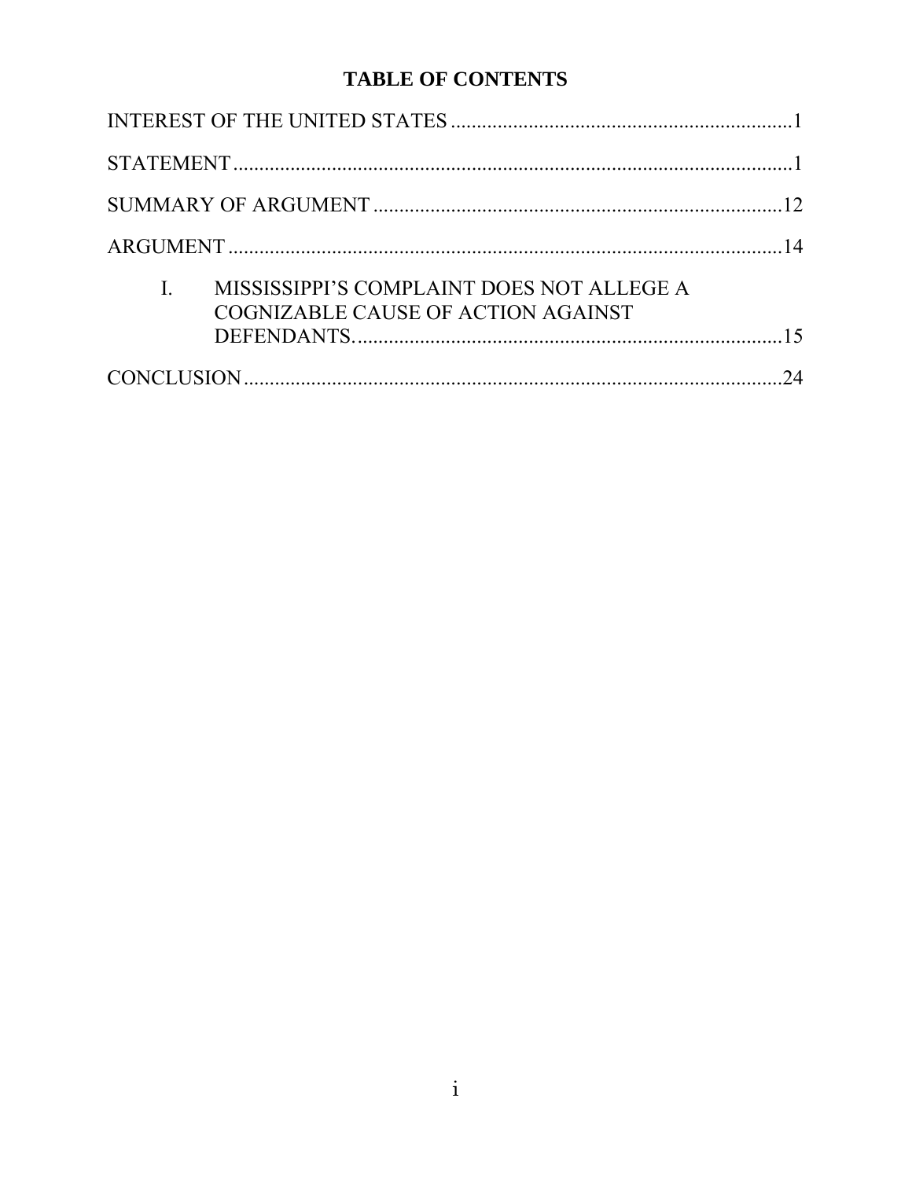# TABLE OF CONTENTS

INTEREST OF THE UNITED STATES ....................................................................1

STATEMENT ...........................................................................................................1

SUMMARY OF ARGUMENT ...............................................................................12

ARGUMENT ...........................................................................................................14

I. MISSISSIPPI'S COMPLAINT DOES NOT ALLEGE A COGNIZABLE CAUSE OF ACTION AGAINST DEFENDANTS. ...................................................................................15

CONCLUSION ........................................................................................................24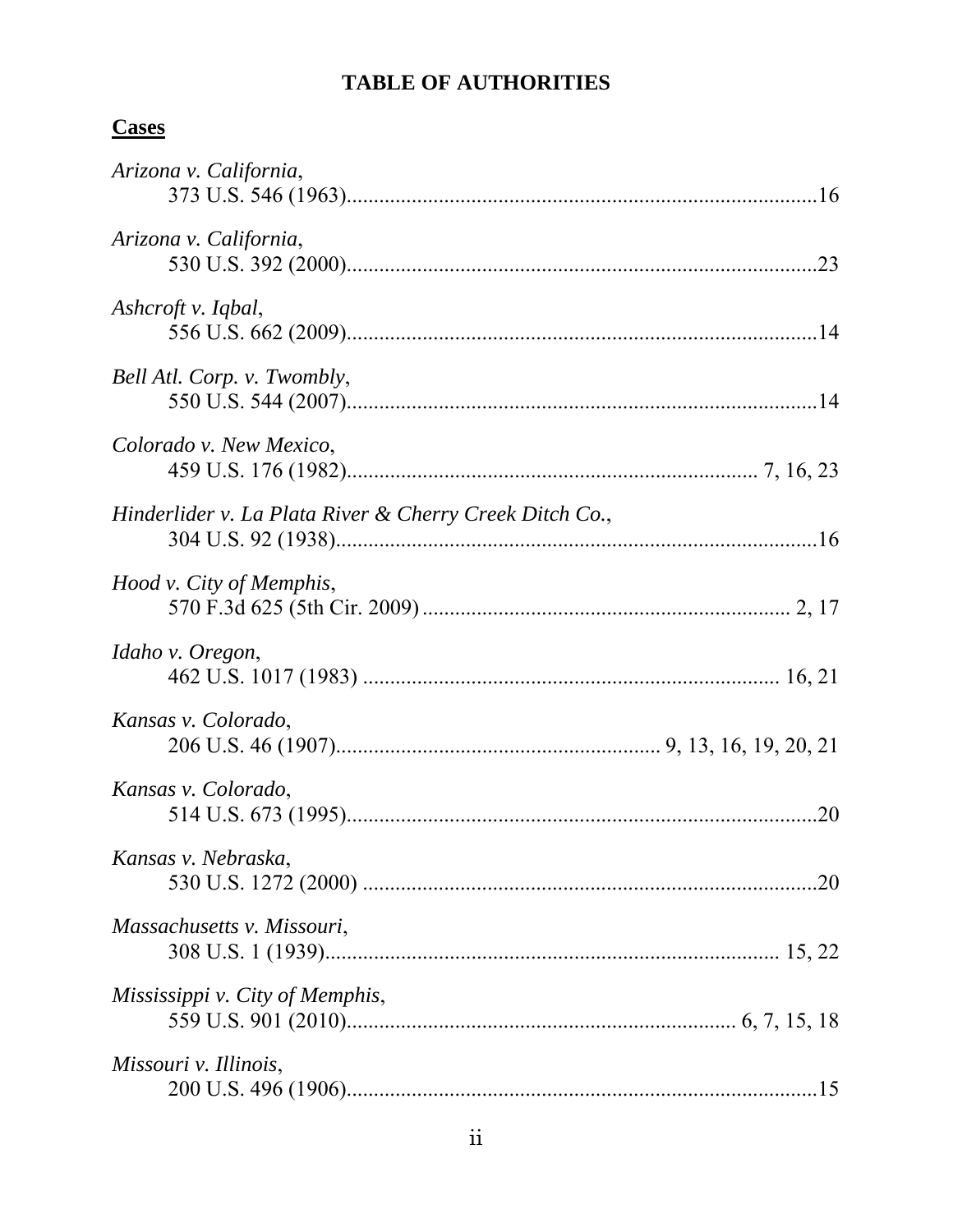# TABLE OF AUTHORITIES

## Cases

*Arizona v. California*,
373 U.S. 546 (1963)......................................................................................16

*Arizona v. California*,
530 U.S. 392 (2000)......................................................................................23

*Ashcroft v. Iqbal*,
556 U.S. 662 (2009)......................................................................................14

*Bell Atl. Corp. v. Twombly*,
550 U.S. 544 (2007)......................................................................................14

*Colorado v. New Mexico*,
459 U.S. 176 (1982)...................................................................... 7, 16, 23

*Hinderlider v. La Plata River & Cherry Creek Ditch Co.*,
304 U.S. 92 (1938)........................................................................................16

*Hood v. City of Memphis*,
570 F.3d 625 (5th Cir. 2009) .................................................................. 2, 17

*Idaho v. Oregon*,
462 U.S. 1017 (1983) ......................................................................... 16, 21

*Kansas v. Colorado*,
206 U.S. 46 (1907).......................................................... 9, 13, 16, 19, 20, 21

*Kansas v. Colorado*,
514 U.S. 673 (1995)......................................................................................20

*Kansas v. Nebraska*,
530 U.S. 1272 (2000) ...................................................................................20

*Massachusetts v. Missouri*,
308 U.S. 1 (1939).................................................................................. 15, 22

*Mississippi v. City of Memphis*,
559 U.S. 901 (2010)...................................................................... 6, 7, 15, 18

*Missouri v. Illinois*,
200 U.S. 496 (1906)......................................................................................15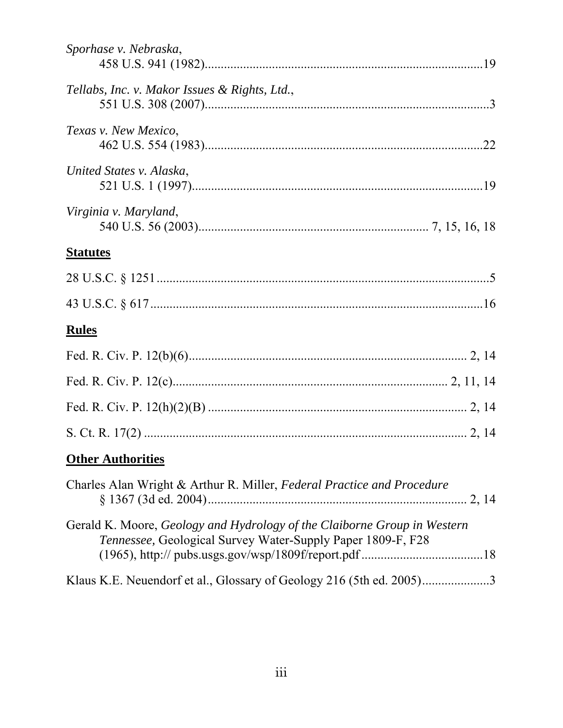*Sporhase v. Nebraska*,
458 U.S. 941 (1982)....................................................................................19

*Tellabs, Inc. v. Makor Issues & Rights, Ltd.*,
551 U.S. 308 (2007)......................................................................................3

*Texas v. New Mexico*,
462 U.S. 554 (1983)....................................................................................22

*United States v. Alaska*,
521 U.S. 1 (1997)........................................................................................19

*Virginia v. Maryland*,
540 U.S. 56 (2003)........................................................................ 7, 15, 16, 18

## **Statutes**

28 U.S.C. § 1251...................................................................................................5

43 U.S.C. § 617...................................................................................................16

## **Rules**

Fed. R. Civ. P. 12(b)(6).................................................................................. 2, 14

Fed. R. Civ. P. 12(c)................................................................................ 2, 11, 14

Fed. R. Civ. P. 12(h)(2)(B) ............................................................................. 2, 14

S. Ct. R. 17(2) ................................................................................................ 2, 14

## **Other Authorities**

Charles Alan Wright & Arthur R. Miller, *Federal Practice and Procedure*
§ 1367 (3d ed. 2004)............................................................................ 2, 14

Gerald K. Moore, *Geology and Hydrology of the Claiborne Group in Western Tennessee,* Geological Survey Water-Supply Paper 1809-F, F28
(1965), http:// pubs.usgs.gov/wsp/1809f/report.pdf .....................................18

Klaus K.E. Neuendorf et al., Glossary of Geology 216 (5th ed. 2005).....................3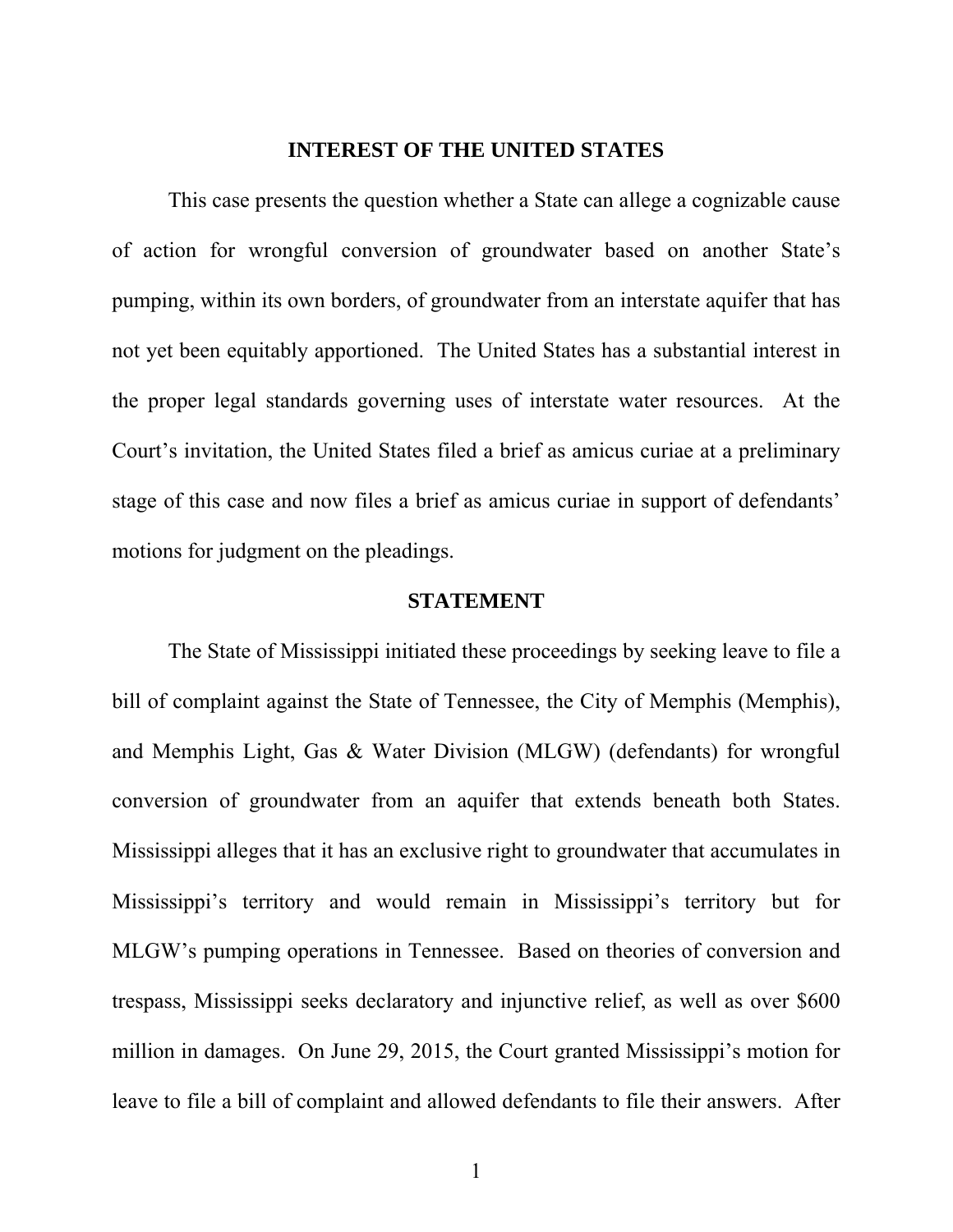## INTEREST OF THE UNITED STATES

This case presents the question whether a State can allege a cognizable cause of action for wrongful conversion of groundwater based on another State's pumping, within its own borders, of groundwater from an interstate aquifer that has not yet been equitably apportioned. The United States has a substantial interest in the proper legal standards governing uses of interstate water resources. At the Court's invitation, the United States filed a brief as amicus curiae at a preliminary stage of this case and now files a brief as amicus curiae in support of defendants' motions for judgment on the pleadings.

## STATEMENT

The State of Mississippi initiated these proceedings by seeking leave to file a bill of complaint against the State of Tennessee, the City of Memphis (Memphis), and Memphis Light, Gas & Water Division (MLGW) (defendants) for wrongful conversion of groundwater from an aquifer that extends beneath both States. Mississippi alleges that it has an exclusive right to groundwater that accumulates in Mississippi's territory and would remain in Mississippi's territory but for MLGW's pumping operations in Tennessee. Based on theories of conversion and trespass, Mississippi seeks declaratory and injunctive relief, as well as over $600 million in damages. On June 29, 2015, the Court granted Mississippi's motion for leave to file a bill of complaint and allowed defendants to file their answers. After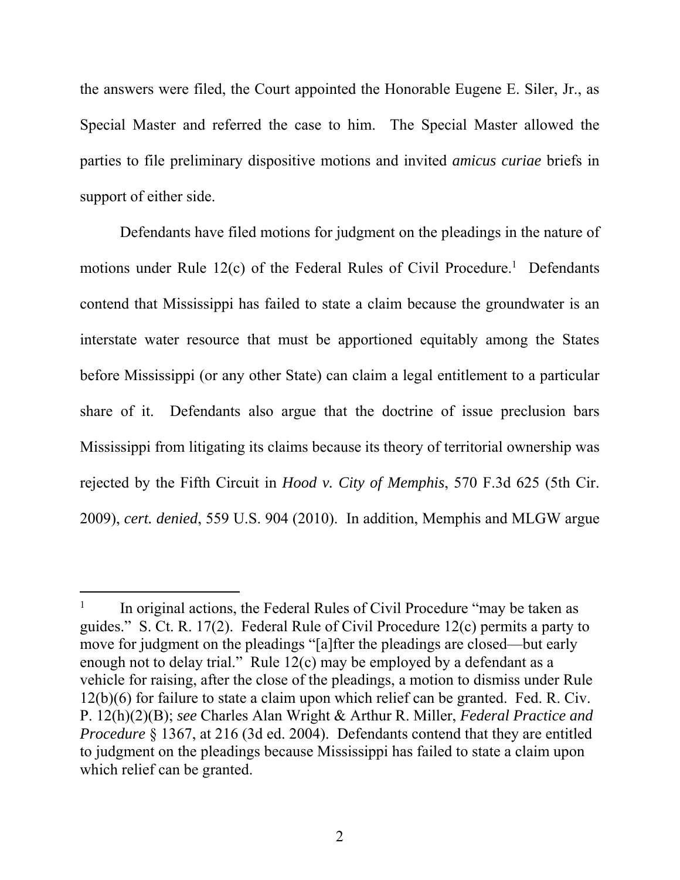the answers were filed, the Court appointed the Honorable Eugene E. Siler, Jr., as Special Master and referred the case to him. The Special Master allowed the parties to file preliminary dispositive motions and invited *amicus curiae* briefs in support of either side.

Defendants have filed motions for judgment on the pleadings in the nature of motions under Rule 12(c) of the Federal Rules of Civil Procedure.[1] Defendants contend that Mississippi has failed to state a claim because the groundwater is an interstate water resource that must be apportioned equitably among the States before Mississippi (or any other State) can claim a legal entitlement to a particular share of it. Defendants also argue that the doctrine of issue preclusion bars Mississippi from litigating its claims because its theory of territorial ownership was rejected by the Fifth Circuit in *Hood v. City of Memphis*, 570 F.3d 625 (5th Cir. 2009), *cert. denied*, 559 U.S. 904 (2010). In addition, Memphis and MLGW argue

[1] In original actions, the Federal Rules of Civil Procedure "may be taken as guides." S. Ct. R. 17(2). Federal Rule of Civil Procedure 12(c) permits a party to move for judgment on the pleadings "[a]fter the pleadings are closed—but early enough not to delay trial." Rule 12(c) may be employed by a defendant as a vehicle for raising, after the close of the pleadings, a motion to dismiss under Rule 12(b)(6) for failure to state a claim upon which relief can be granted. Fed. R. Civ. P. 12(h)(2)(B); *see* Charles Alan Wright & Arthur R. Miller, *Federal Practice and Procedure* § 1367, at 216 (3d ed. 2004). Defendants contend that they are entitled to judgment on the pleadings because Mississippi has failed to state a claim upon which relief can be granted.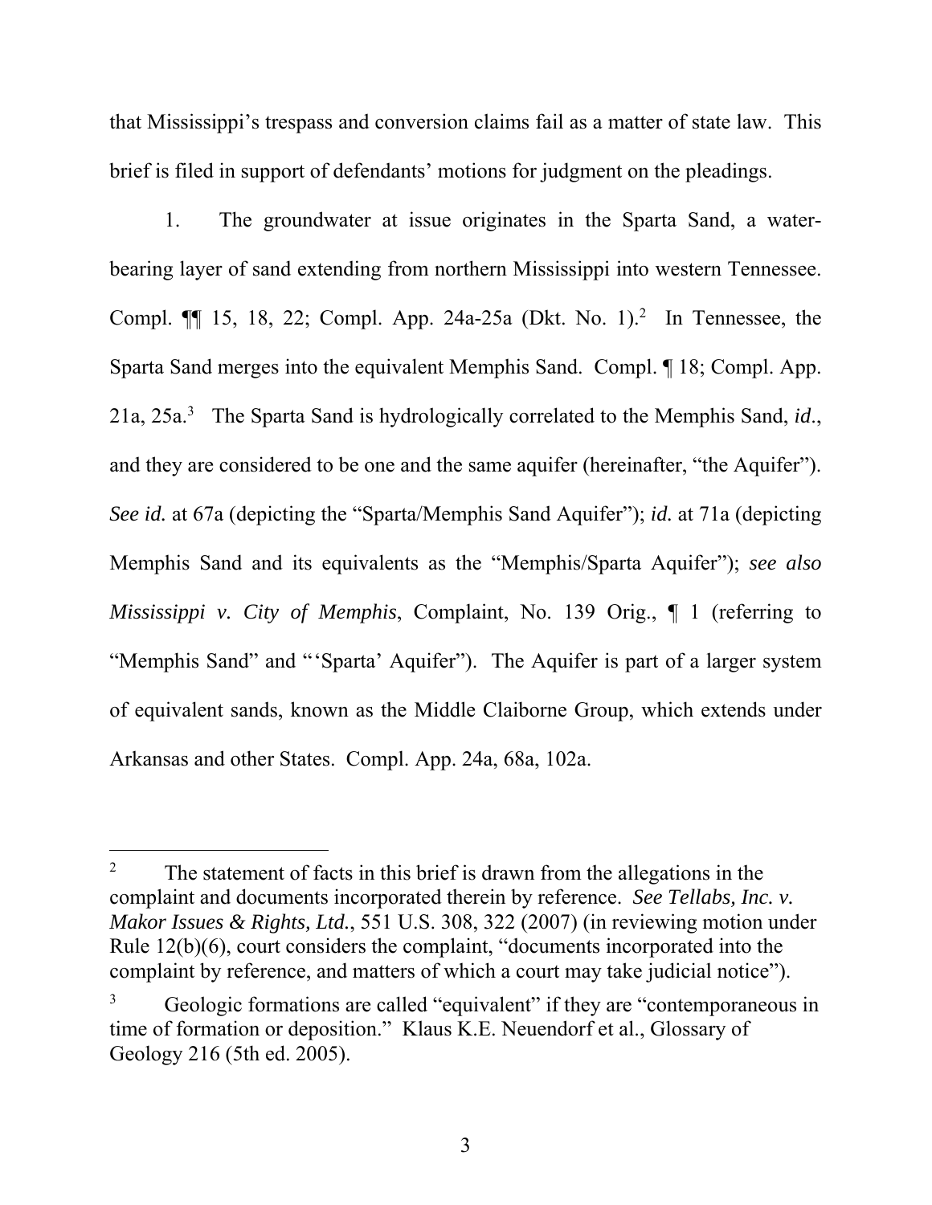that Mississippi's trespass and conversion claims fail as a matter of state law. This brief is filed in support of defendants' motions for judgment on the pleadings.

1. The groundwater at issue originates in the Sparta Sand, a water-bearing layer of sand extending from northern Mississippi into western Tennessee. Compl. ¶¶ 15, 18, 22; Compl. App. 24a-25a (Dkt. No. 1).[2] In Tennessee, the Sparta Sand merges into the equivalent Memphis Sand. Compl. ¶ 18; Compl. App. 21a, 25a.[3] The Sparta Sand is hydrologically correlated to the Memphis Sand, *id.*, and they are considered to be one and the same aquifer (hereinafter, "the Aquifer"). *See id.* at 67a (depicting the "Sparta/Memphis Sand Aquifer"); *id.* at 71a (depicting Memphis Sand and its equivalents as the "Memphis/Sparta Aquifer"); *see also Mississippi v. City of Memphis*, Complaint, No. 139 Orig., ¶ 1 (referring to "Memphis Sand" and "'Sparta' Aquifer"). The Aquifer is part of a larger system of equivalent sands, known as the Middle Claiborne Group, which extends under Arkansas and other States. Compl. App. 24a, 68a, 102a.

---

[2] The statement of facts in this brief is drawn from the allegations in the complaint and documents incorporated therein by reference. *See Tellabs, Inc. v. Makor Issues & Rights, Ltd.*, 551 U.S. 308, 322 (2007) (in reviewing motion under Rule 12(b)(6), court considers the complaint, "documents incorporated into the complaint by reference, and matters of which a court may take judicial notice").

[3] Geologic formations are called "equivalent" if they are "contemporaneous in time of formation or deposition." Klaus K.E. Neuendorf et al., Glossary of Geology 216 (5th ed. 2005).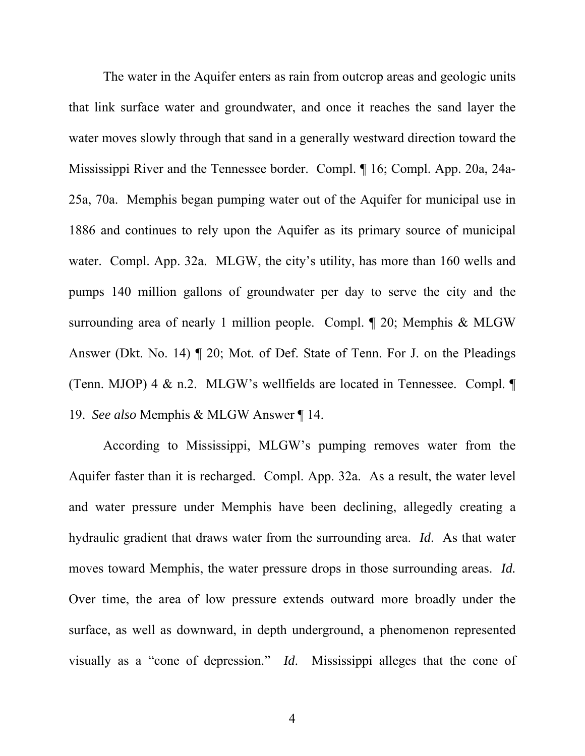The water in the Aquifer enters as rain from outcrop areas and geologic units that link surface water and groundwater, and once it reaches the sand layer the water moves slowly through that sand in a generally westward direction toward the Mississippi River and the Tennessee border. Compl. ¶ 16; Compl. App. 20a, 24a-25a, 70a. Memphis began pumping water out of the Aquifer for municipal use in 1886 and continues to rely upon the Aquifer as its primary source of municipal water. Compl. App. 32a. MLGW, the city's utility, has more than 160 wells and pumps 140 million gallons of groundwater per day to serve the city and the surrounding area of nearly 1 million people. Compl. ¶ 20; Memphis & MLGW Answer (Dkt. No. 14) ¶ 20; Mot. of Def. State of Tenn. For J. on the Pleadings (Tenn. MJOP) 4 & n.2. MLGW's wellfields are located in Tennessee. Compl. ¶ 19. *See also* Memphis & MLGW Answer ¶ 14.

According to Mississippi, MLGW's pumping removes water from the Aquifer faster than it is recharged. Compl. App. 32a. As a result, the water level and water pressure under Memphis have been declining, allegedly creating a hydraulic gradient that draws water from the surrounding area. *Id*. As that water moves toward Memphis, the water pressure drops in those surrounding areas. *Id.* Over time, the area of low pressure extends outward more broadly under the surface, as well as downward, in depth underground, a phenomenon represented visually as a "cone of depression." *Id*. Mississippi alleges that the cone of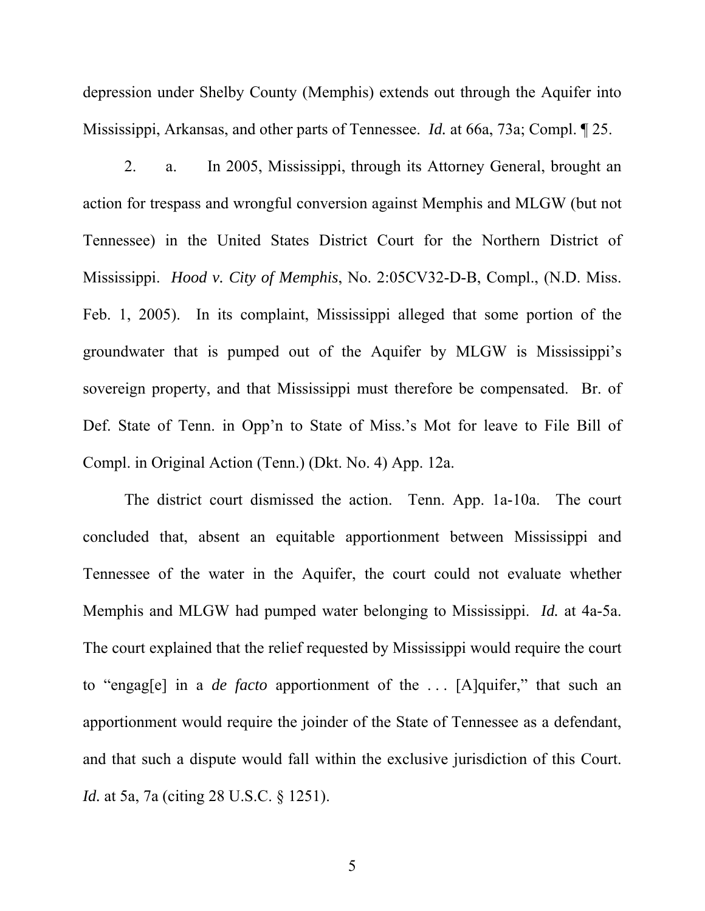depression under Shelby County (Memphis) extends out through the Aquifer into Mississippi, Arkansas, and other parts of Tennessee. *Id.* at 66a, 73a; Compl. ¶ 25.

2. a. In 2005, Mississippi, through its Attorney General, brought an action for trespass and wrongful conversion against Memphis and MLGW (but not Tennessee) in the United States District Court for the Northern District of Mississippi. *Hood v. City of Memphis*, No. 2:05CV32-D-B, Compl., (N.D. Miss. Feb. 1, 2005). In its complaint, Mississippi alleged that some portion of the groundwater that is pumped out of the Aquifer by MLGW is Mississippi's sovereign property, and that Mississippi must therefore be compensated. Br. of Def. State of Tenn. in Opp'n to State of Miss.'s Mot for leave to File Bill of Compl. in Original Action (Tenn.) (Dkt. No. 4) App. 12a.

The district court dismissed the action. Tenn. App. 1a-10a. The court concluded that, absent an equitable apportionment between Mississippi and Tennessee of the water in the Aquifer, the court could not evaluate whether Memphis and MLGW had pumped water belonging to Mississippi. *Id.* at 4a-5a. The court explained that the relief requested by Mississippi would require the court to "engag[e] in a *de facto* apportionment of the . . . [A]quifer," that such an apportionment would require the joinder of the State of Tennessee as a defendant, and that such a dispute would fall within the exclusive jurisdiction of this Court. *Id.* at 5a, 7a (citing 28 U.S.C. § 1251).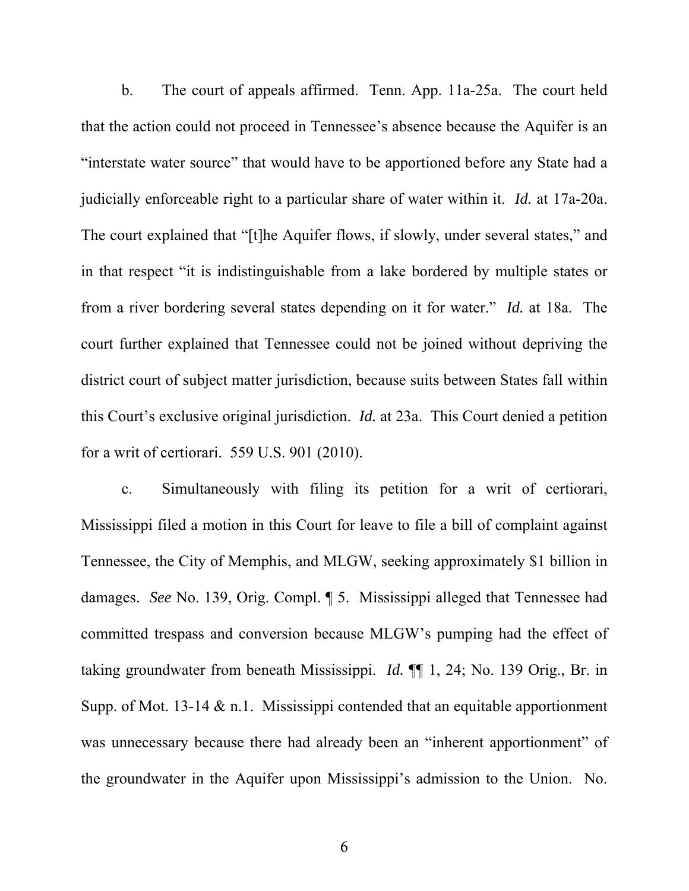b. The court of appeals affirmed. Tenn. App. 11a-25a. The court held that the action could not proceed in Tennessee's absence because the Aquifer is an "interstate water source" that would have to be apportioned before any State had a judicially enforceable right to a particular share of water within it. *Id.* at 17a-20a. The court explained that "[t]he Aquifer flows, if slowly, under several states," and in that respect "it is indistinguishable from a lake bordered by multiple states or from a river bordering several states depending on it for water." *Id.* at 18a. The court further explained that Tennessee could not be joined without depriving the district court of subject matter jurisdiction, because suits between States fall within this Court's exclusive original jurisdiction. *Id.* at 23a. This Court denied a petition for a writ of certiorari. 559 U.S. 901 (2010).

c. Simultaneously with filing its petition for a writ of certiorari, Mississippi filed a motion in this Court for leave to file a bill of complaint against Tennessee, the City of Memphis, and MLGW, seeking approximately $1 billion in damages. *See* No. 139, Orig. Compl. ¶ 5. Mississippi alleged that Tennessee had committed trespass and conversion because MLGW's pumping had the effect of taking groundwater from beneath Mississippi. *Id.* ¶¶ 1, 24; No. 139 Orig., Br. in Supp. of Mot. 13-14 & n.1. Mississippi contended that an equitable apportionment was unnecessary because there had already been an "inherent apportionment" of the groundwater in the Aquifer upon Mississippi's admission to the Union. No.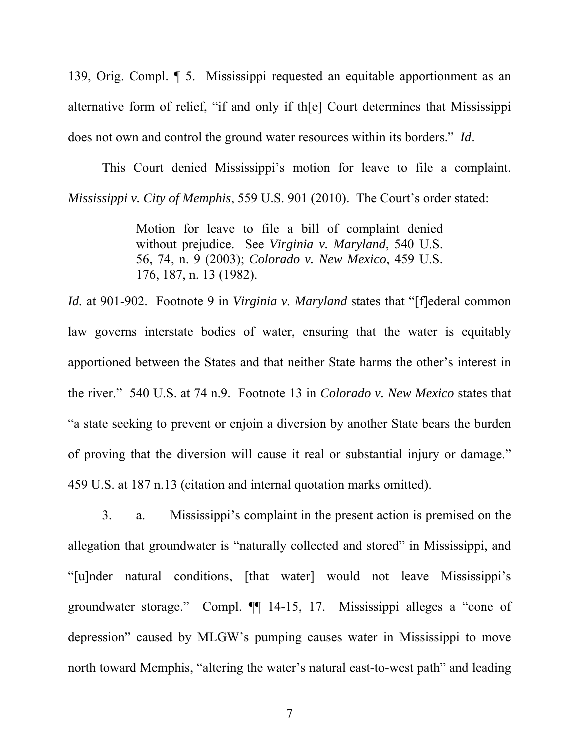139, Orig. Compl. ¶ 5. Mississippi requested an equitable apportionment as an alternative form of relief, "if and only if th[e] Court determines that Mississippi does not own and control the ground water resources within its borders." *Id*.

This Court denied Mississippi's motion for leave to file a complaint. *Mississippi v. City of Memphis*, 559 U.S. 901 (2010). The Court's order stated:

> Motion for leave to file a bill of complaint denied without prejudice. See *Virginia v. Maryland*, 540 U.S. 56, 74, n. 9 (2003); *Colorado v. New Mexico*, 459 U.S. 176, 187, n. 13 (1982).

*Id.* at 901-902. Footnote 9 in *Virginia v. Maryland* states that "[f]ederal common law governs interstate bodies of water, ensuring that the water is equitably apportioned between the States and that neither State harms the other's interest in the river." 540 U.S. at 74 n.9. Footnote 13 in *Colorado v. New Mexico* states that "a state seeking to prevent or enjoin a diversion by another State bears the burden of proving that the diversion will cause it real or substantial injury or damage." 459 U.S. at 187 n.13 (citation and internal quotation marks omitted).

3. a. Mississippi's complaint in the present action is premised on the allegation that groundwater is "naturally collected and stored" in Mississippi, and "[u]nder natural conditions, [that water] would not leave Mississippi's groundwater storage." Compl. ¶¶ 14-15, 17. Mississippi alleges a "cone of depression" caused by MLGW's pumping causes water in Mississippi to move north toward Memphis, "altering the water's natural east-to-west path" and leading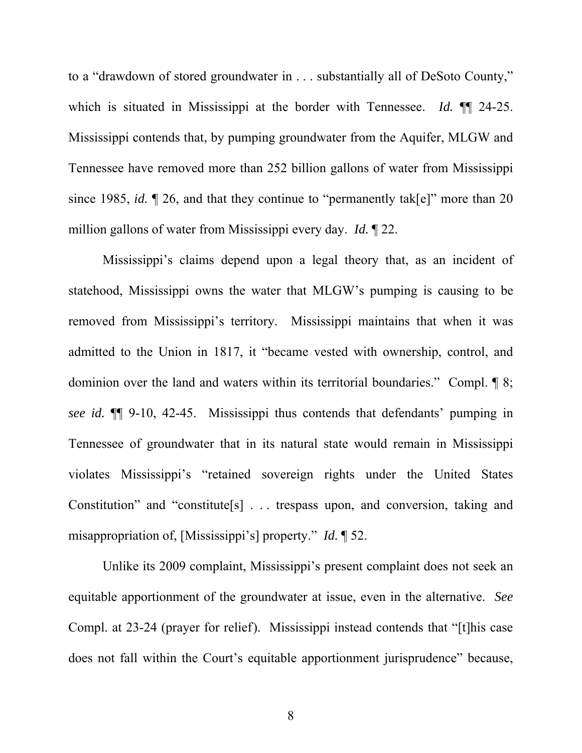to a "drawdown of stored groundwater in . . . substantially all of DeSoto County," which is situated in Mississippi at the border with Tennessee. *Id.* ¶¶ 24-25. Mississippi contends that, by pumping groundwater from the Aquifer, MLGW and Tennessee have removed more than 252 billion gallons of water from Mississippi since 1985, *id.* ¶ 26, and that they continue to "permanently tak[e]" more than 20 million gallons of water from Mississippi every day. *Id.* ¶ 22.

Mississippi's claims depend upon a legal theory that, as an incident of statehood, Mississippi owns the water that MLGW's pumping is causing to be removed from Mississippi's territory. Mississippi maintains that when it was admitted to the Union in 1817, it "became vested with ownership, control, and dominion over the land and waters within its territorial boundaries." Compl. ¶ 8; *see id.* ¶¶ 9-10, 42-45. Mississippi thus contends that defendants' pumping in Tennessee of groundwater that in its natural state would remain in Mississippi violates Mississippi's "retained sovereign rights under the United States Constitution" and "constitute[s] . . . trespass upon, and conversion, taking and misappropriation of, [Mississippi's] property." *Id.* ¶ 52.

Unlike its 2009 complaint, Mississippi's present complaint does not seek an equitable apportionment of the groundwater at issue, even in the alternative. *See* Compl. at 23-24 (prayer for relief). Mississippi instead contends that "[t]his case does not fall within the Court's equitable apportionment jurisprudence" because,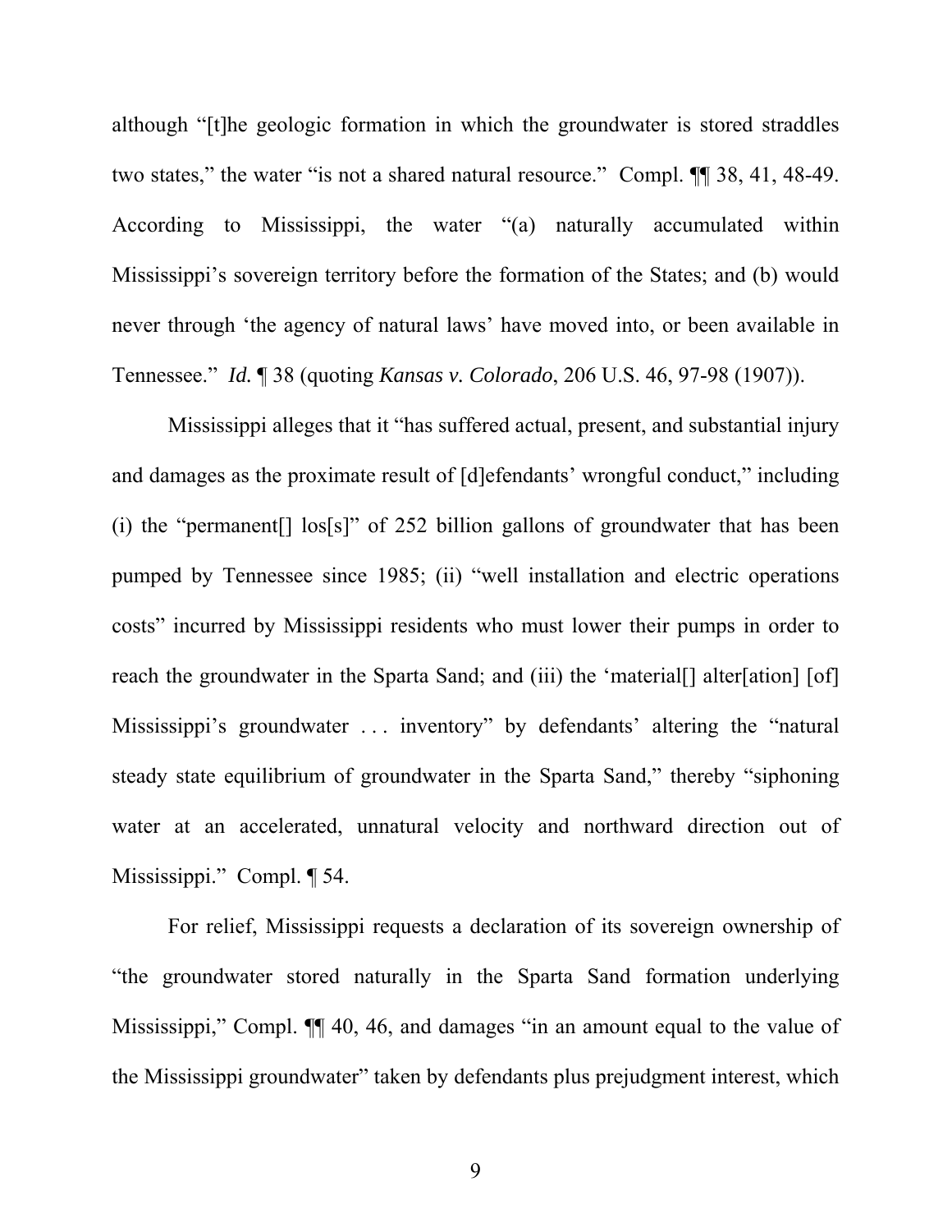although "[t]he geologic formation in which the groundwater is stored straddles two states," the water "is not a shared natural resource." Compl. ¶¶ 38, 41, 48-49. According to Mississippi, the water "(a) naturally accumulated within Mississippi's sovereign territory before the formation of the States; and (b) would never through 'the agency of natural laws' have moved into, or been available in Tennessee." *Id.* ¶ 38 (quoting *Kansas v. Colorado*, 206 U.S. 46, 97-98 (1907)).

Mississippi alleges that it "has suffered actual, present, and substantial injury and damages as the proximate result of [d]efendants' wrongful conduct," including (i) the "permanent[] los[s]" of 252 billion gallons of groundwater that has been pumped by Tennessee since 1985; (ii) "well installation and electric operations costs" incurred by Mississippi residents who must lower their pumps in order to reach the groundwater in the Sparta Sand; and (iii) the 'material[] alter[ation] [of] Mississippi's groundwater . . . inventory" by defendants' altering the "natural steady state equilibrium of groundwater in the Sparta Sand," thereby "siphoning water at an accelerated, unnatural velocity and northward direction out of Mississippi." Compl. ¶ 54.

For relief, Mississippi requests a declaration of its sovereign ownership of "the groundwater stored naturally in the Sparta Sand formation underlying Mississippi," Compl. ¶¶ 40, 46, and damages "in an amount equal to the value of the Mississippi groundwater" taken by defendants plus prejudgment interest, which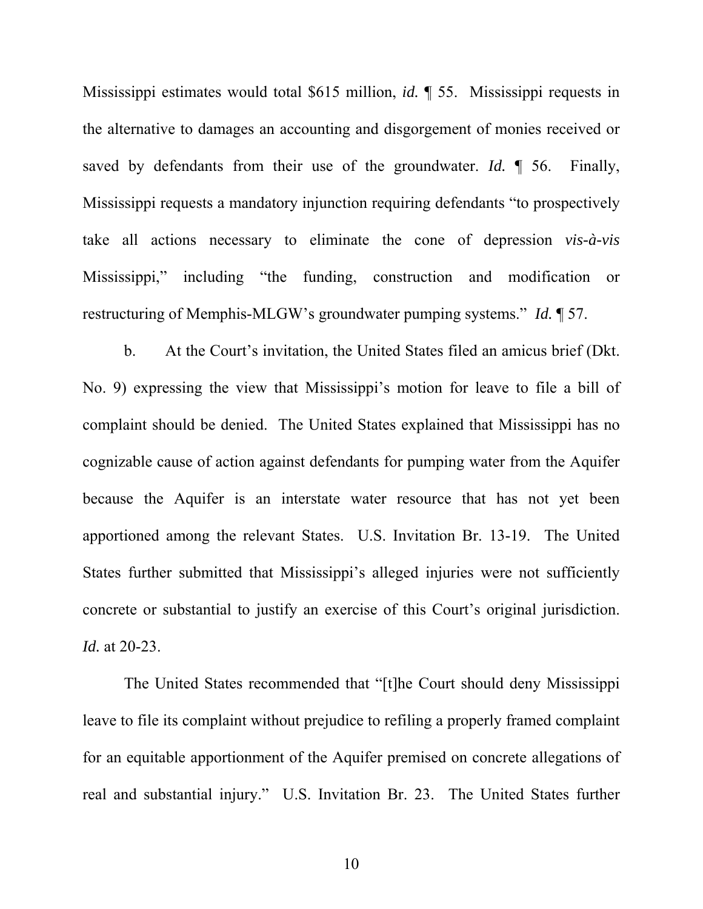Mississippi estimates would total $615 million, *id.* ¶ 55. Mississippi requests in the alternative to damages an accounting and disgorgement of monies received or saved by defendants from their use of the groundwater. *Id.* ¶ 56. Finally, Mississippi requests a mandatory injunction requiring defendants "to prospectively take all actions necessary to eliminate the cone of depression *vis-à-vis* Mississippi," including "the funding, construction and modification or restructuring of Memphis-MLGW's groundwater pumping systems." *Id.* ¶ 57.

b. At the Court's invitation, the United States filed an amicus brief (Dkt. No. 9) expressing the view that Mississippi's motion for leave to file a bill of complaint should be denied. The United States explained that Mississippi has no cognizable cause of action against defendants for pumping water from the Aquifer because the Aquifer is an interstate water resource that has not yet been apportioned among the relevant States. U.S. Invitation Br. 13-19. The United States further submitted that Mississippi's alleged injuries were not sufficiently concrete or substantial to justify an exercise of this Court's original jurisdiction. *Id.* at 20-23.

The United States recommended that "[t]he Court should deny Mississippi leave to file its complaint without prejudice to refiling a properly framed complaint for an equitable apportionment of the Aquifer premised on concrete allegations of real and substantial injury." U.S. Invitation Br. 23. The United States further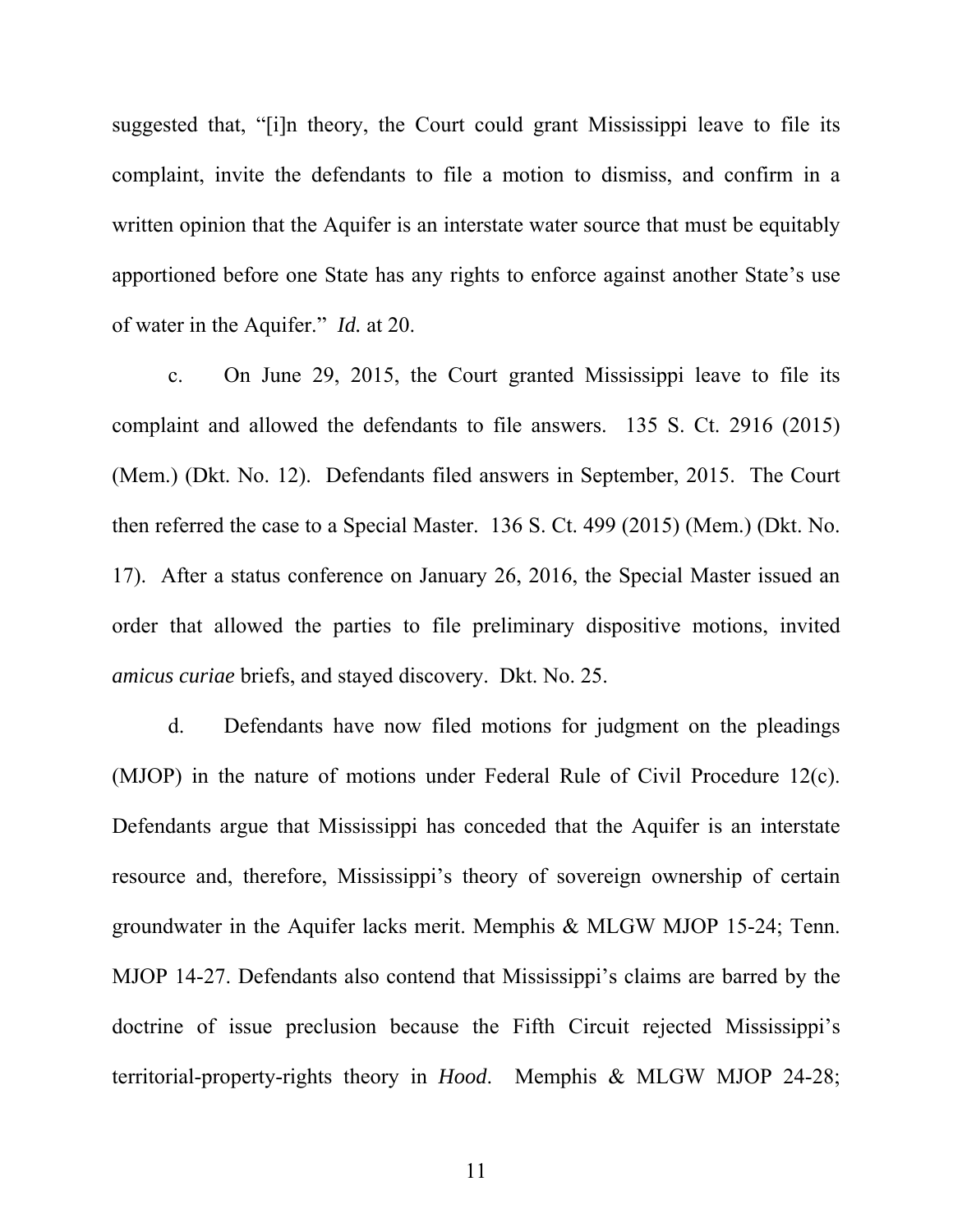suggested that, "[i]n theory, the Court could grant Mississippi leave to file its complaint, invite the defendants to file a motion to dismiss, and confirm in a written opinion that the Aquifer is an interstate water source that must be equitably apportioned before one State has any rights to enforce against another State's use of water in the Aquifer." *Id.* at 20.

c. On June 29, 2015, the Court granted Mississippi leave to file its complaint and allowed the defendants to file answers. 135 S. Ct. 2916 (2015) (Mem.) (Dkt. No. 12). Defendants filed answers in September, 2015. The Court then referred the case to a Special Master. 136 S. Ct. 499 (2015) (Mem.) (Dkt. No. 17). After a status conference on January 26, 2016, the Special Master issued an order that allowed the parties to file preliminary dispositive motions, invited *amicus curiae* briefs, and stayed discovery. Dkt. No. 25.

d. Defendants have now filed motions for judgment on the pleadings (MJOP) in the nature of motions under Federal Rule of Civil Procedure 12(c). Defendants argue that Mississippi has conceded that the Aquifer is an interstate resource and, therefore, Mississippi's theory of sovereign ownership of certain groundwater in the Aquifer lacks merit. Memphis & MLGW MJOP 15-24; Tenn. MJOP 14-27. Defendants also contend that Mississippi's claims are barred by the doctrine of issue preclusion because the Fifth Circuit rejected Mississippi's territorial-property-rights theory in *Hood*. Memphis & MLGW MJOP 24-28;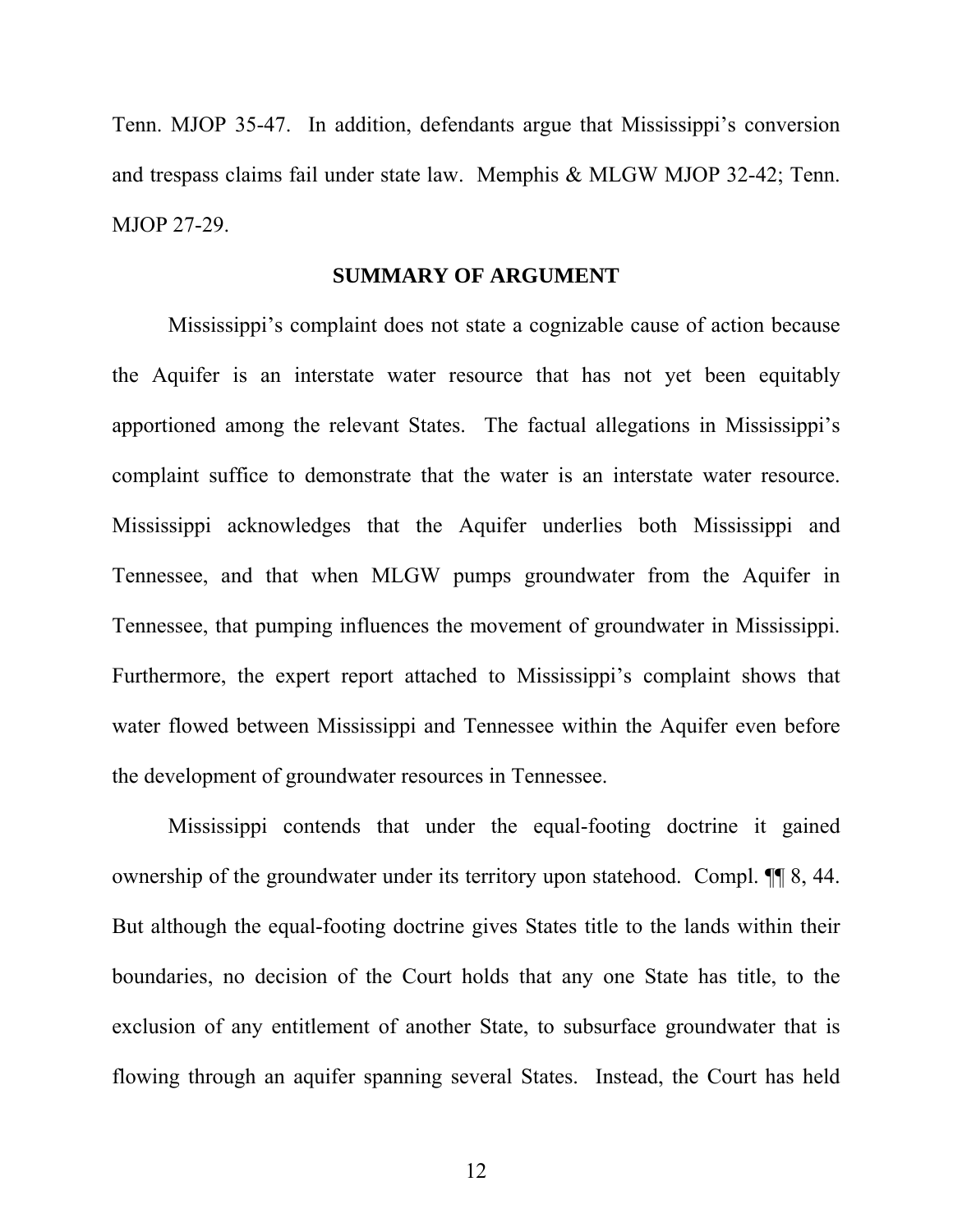Tenn. MJOP 35-47. In addition, defendants argue that Mississippi's conversion and trespass claims fail under state law. Memphis & MLGW MJOP 32-42; Tenn. MJOP 27-29.

## SUMMARY OF ARGUMENT

Mississippi's complaint does not state a cognizable cause of action because the Aquifer is an interstate water resource that has not yet been equitably apportioned among the relevant States. The factual allegations in Mississippi's complaint suffice to demonstrate that the water is an interstate water resource. Mississippi acknowledges that the Aquifer underlies both Mississippi and Tennessee, and that when MLGW pumps groundwater from the Aquifer in Tennessee, that pumping influences the movement of groundwater in Mississippi. Furthermore, the expert report attached to Mississippi's complaint shows that water flowed between Mississippi and Tennessee within the Aquifer even before the development of groundwater resources in Tennessee.

Mississippi contends that under the equal-footing doctrine it gained ownership of the groundwater under its territory upon statehood. Compl. ¶¶ 8, 44. But although the equal-footing doctrine gives States title to the lands within their boundaries, no decision of the Court holds that any one State has title, to the exclusion of any entitlement of another State, to subsurface groundwater that is flowing through an aquifer spanning several States. Instead, the Court has held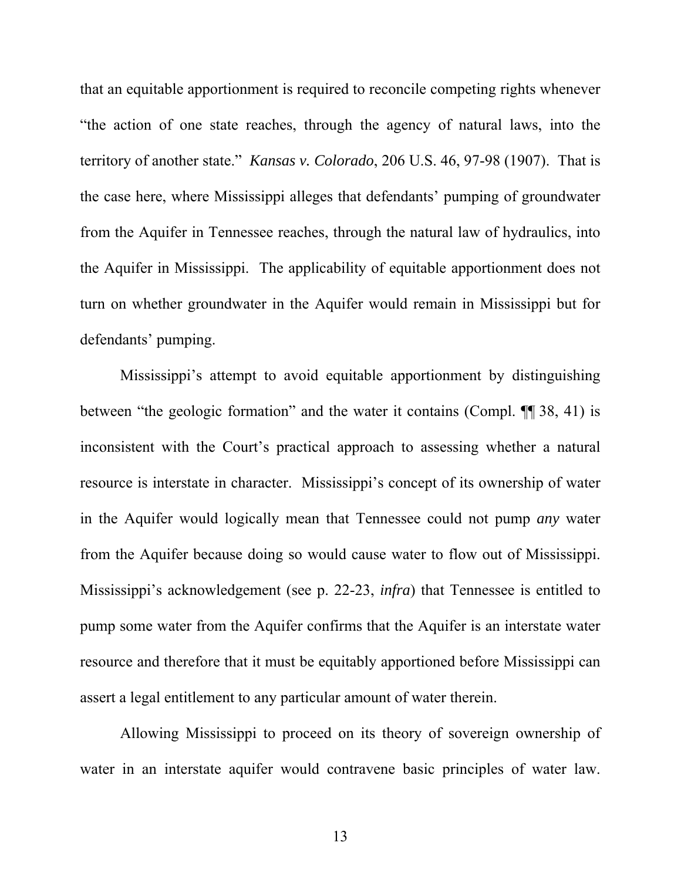that an equitable apportionment is required to reconcile competing rights whenever "the action of one state reaches, through the agency of natural laws, into the territory of another state." *Kansas v. Colorado*, 206 U.S. 46, 97-98 (1907). That is the case here, where Mississippi alleges that defendants' pumping of groundwater from the Aquifer in Tennessee reaches, through the natural law of hydraulics, into the Aquifer in Mississippi. The applicability of equitable apportionment does not turn on whether groundwater in the Aquifer would remain in Mississippi but for defendants' pumping.

Mississippi's attempt to avoid equitable apportionment by distinguishing between "the geologic formation" and the water it contains (Compl. ¶¶ 38, 41) is inconsistent with the Court's practical approach to assessing whether a natural resource is interstate in character. Mississippi's concept of its ownership of water in the Aquifer would logically mean that Tennessee could not pump *any* water from the Aquifer because doing so would cause water to flow out of Mississippi. Mississippi's acknowledgement (see p. 22-23, *infra*) that Tennessee is entitled to pump some water from the Aquifer confirms that the Aquifer is an interstate water resource and therefore that it must be equitably apportioned before Mississippi can assert a legal entitlement to any particular amount of water therein.

Allowing Mississippi to proceed on its theory of sovereign ownership of water in an interstate aquifer would contravene basic principles of water law.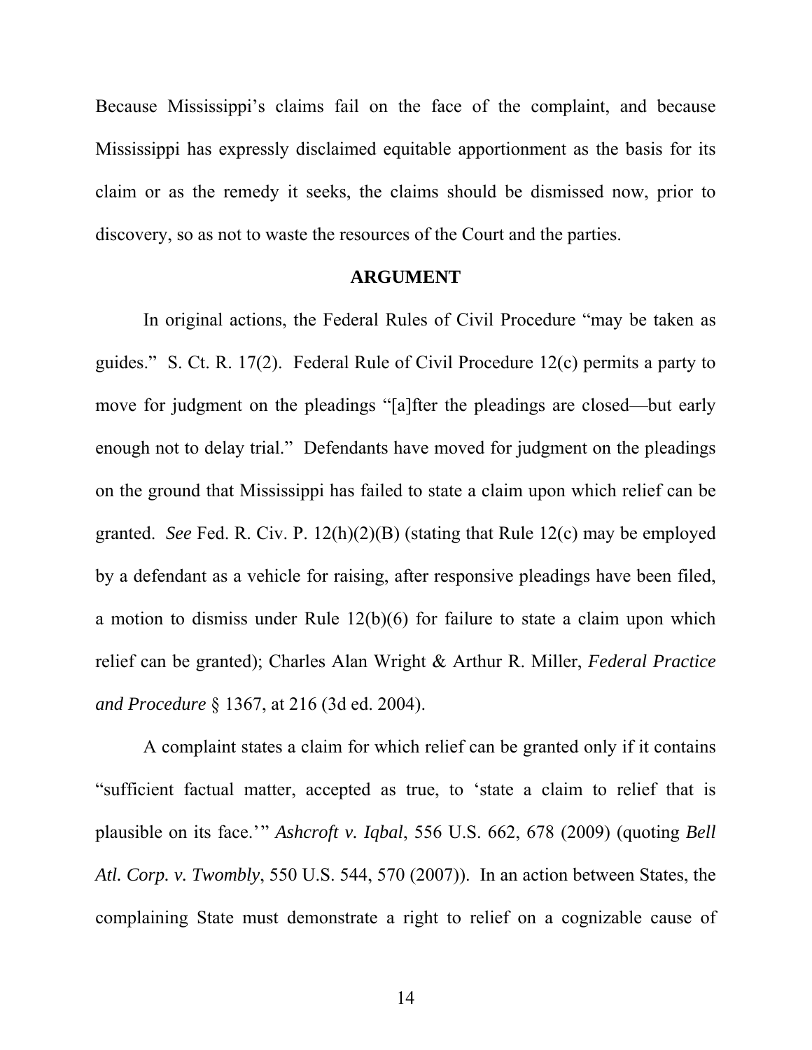Because Mississippi's claims fail on the face of the complaint, and because Mississippi has expressly disclaimed equitable apportionment as the basis for its claim or as the remedy it seeks, the claims should be dismissed now, prior to discovery, so as not to waste the resources of the Court and the parties.

## ARGUMENT

In original actions, the Federal Rules of Civil Procedure "may be taken as guides." S. Ct. R. 17(2). Federal Rule of Civil Procedure 12(c) permits a party to move for judgment on the pleadings "[a]fter the pleadings are closed—but early enough not to delay trial." Defendants have moved for judgment on the pleadings on the ground that Mississippi has failed to state a claim upon which relief can be granted. *See* Fed. R. Civ. P. 12(h)(2)(B) (stating that Rule 12(c) may be employed by a defendant as a vehicle for raising, after responsive pleadings have been filed, a motion to dismiss under Rule 12(b)(6) for failure to state a claim upon which relief can be granted); Charles Alan Wright & Arthur R. Miller, *Federal Practice and Procedure* § 1367, at 216 (3d ed. 2004).

A complaint states a claim for which relief can be granted only if it contains "sufficient factual matter, accepted as true, to 'state a claim to relief that is plausible on its face.'" *Ashcroft v. Iqbal*, 556 U.S. 662, 678 (2009) (quoting *Bell Atl. Corp. v. Twombly*, 550 U.S. 544, 570 (2007)). In an action between States, the complaining State must demonstrate a right to relief on a cognizable cause of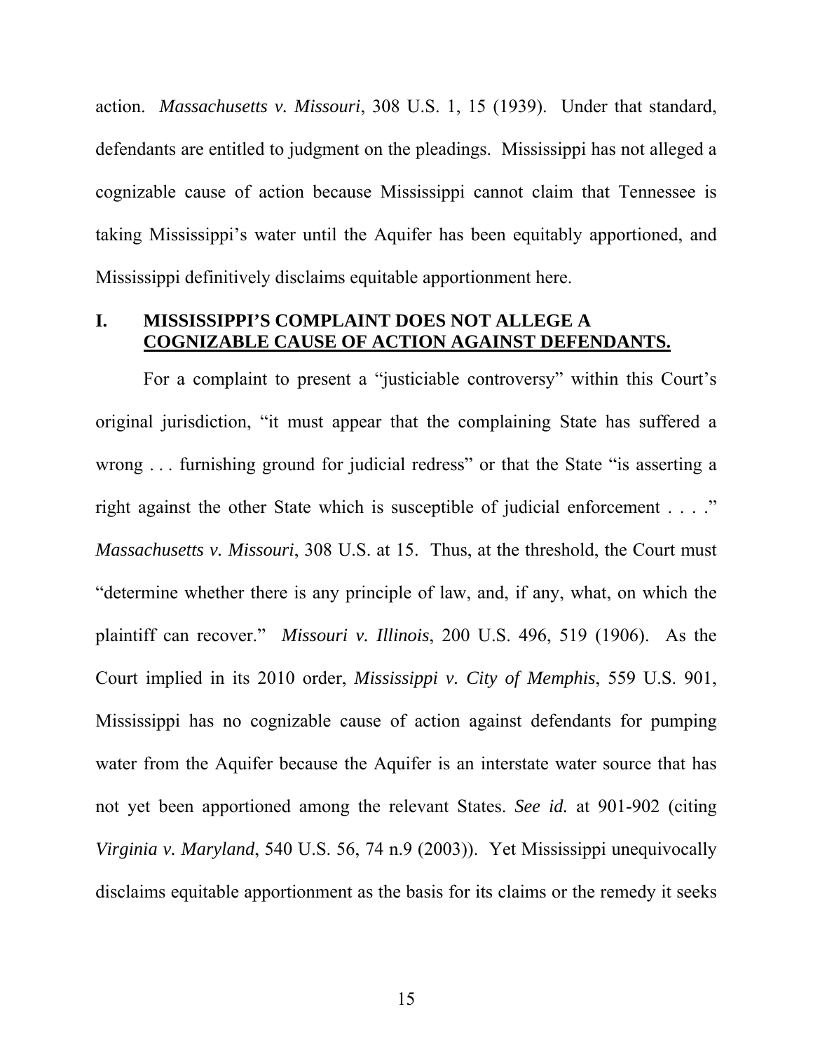action. *Massachusetts v. Missouri*, 308 U.S. 1, 15 (1939). Under that standard, defendants are entitled to judgment on the pleadings. Mississippi has not alleged a cognizable cause of action because Mississippi cannot claim that Tennessee is taking Mississippi's water until the Aquifer has been equitably apportioned, and Mississippi definitively disclaims equitable apportionment here.

## I. MISSISSIPPI'S COMPLAINT DOES NOT ALLEGE A COGNIZABLE CAUSE OF ACTION AGAINST DEFENDANTS.

For a complaint to present a "justiciable controversy" within this Court's original jurisdiction, "it must appear that the complaining State has suffered a wrong . . . furnishing ground for judicial redress" or that the State "is asserting a right against the other State which is susceptible of judicial enforcement . . . ." *Massachusetts v. Missouri*, 308 U.S. at 15. Thus, at the threshold, the Court must "determine whether there is any principle of law, and, if any, what, on which the plaintiff can recover." *Missouri v. Illinois*, 200 U.S. 496, 519 (1906). As the Court implied in its 2010 order, *Mississippi v. City of Memphis*, 559 U.S. 901, Mississippi has no cognizable cause of action against defendants for pumping water from the Aquifer because the Aquifer is an interstate water source that has not yet been apportioned among the relevant States. *See id.* at 901-902 (citing *Virginia v. Maryland*, 540 U.S. 56, 74 n.9 (2003)). Yet Mississippi unequivocally disclaims equitable apportionment as the basis for its claims or the remedy it seeks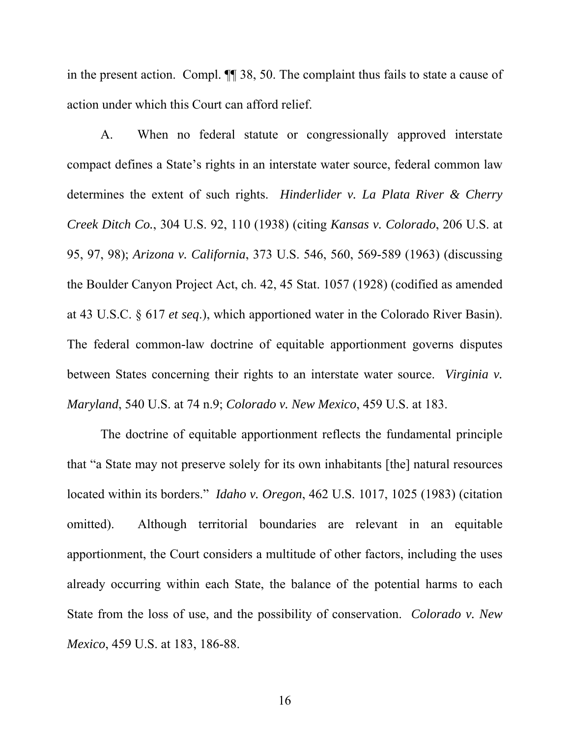in the present action. Compl. ¶¶ 38, 50. The complaint thus fails to state a cause of action under which this Court can afford relief.

A. When no federal statute or congressionally approved interstate compact defines a State's rights in an interstate water source, federal common law determines the extent of such rights. *Hinderlider v. La Plata River & Cherry Creek Ditch Co.*, 304 U.S. 92, 110 (1938) (citing *Kansas v. Colorado*, 206 U.S. at 95, 97, 98); *Arizona v. California*, 373 U.S. 546, 560, 569-589 (1963) (discussing the Boulder Canyon Project Act, ch. 42, 45 Stat. 1057 (1928) (codified as amended at 43 U.S.C. § 617 *et seq*.), which apportioned water in the Colorado River Basin). The federal common-law doctrine of equitable apportionment governs disputes between States concerning their rights to an interstate water source. *Virginia v. Maryland*, 540 U.S. at 74 n.9; *Colorado v. New Mexico*, 459 U.S. at 183.

The doctrine of equitable apportionment reflects the fundamental principle that "a State may not preserve solely for its own inhabitants [the] natural resources located within its borders." *Idaho v. Oregon*, 462 U.S. 1017, 1025 (1983) (citation omitted). Although territorial boundaries are relevant in an equitable apportionment, the Court considers a multitude of other factors, including the uses already occurring within each State, the balance of the potential harms to each State from the loss of use, and the possibility of conservation. *Colorado v. New Mexico*, 459 U.S. at 183, 186-88.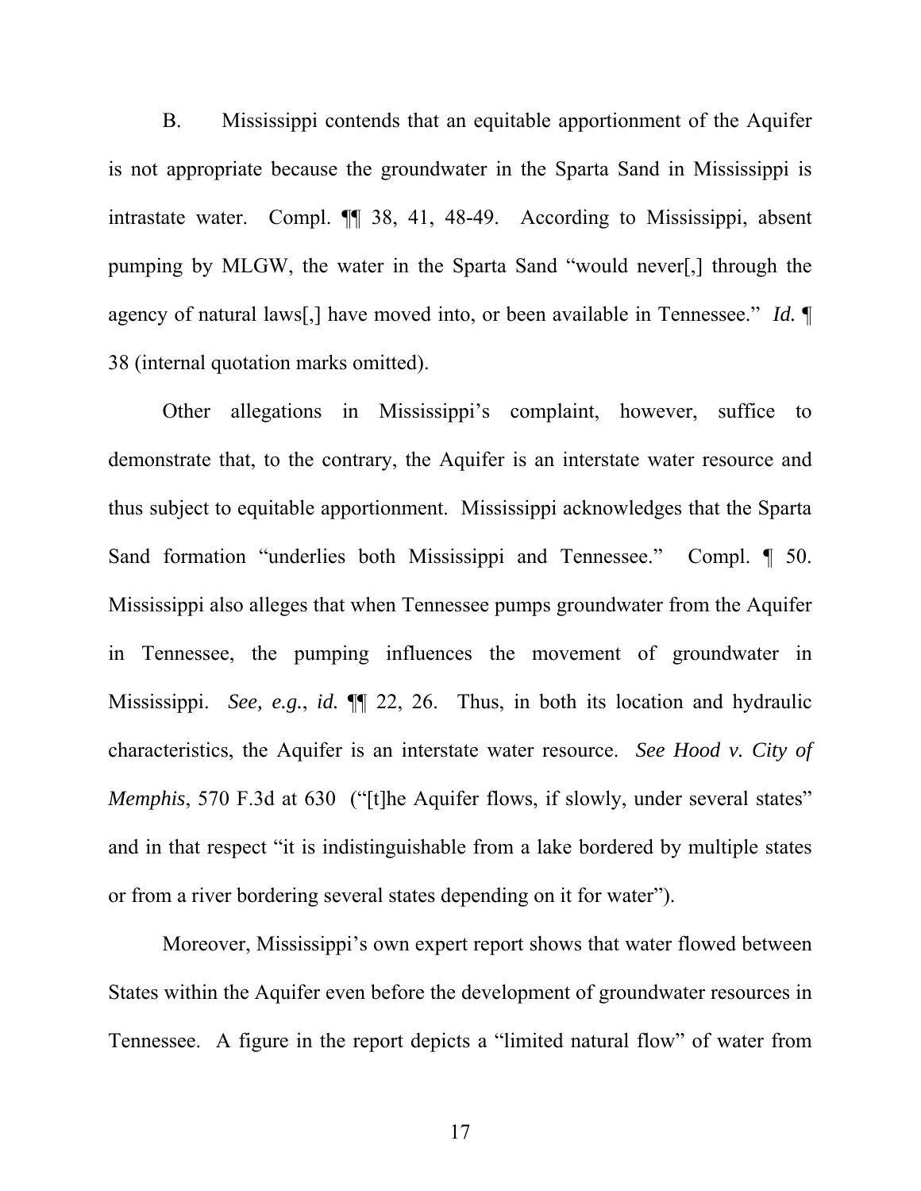B. Mississippi contends that an equitable apportionment of the Aquifer is not appropriate because the groundwater in the Sparta Sand in Mississippi is intrastate water. Compl. ¶¶ 38, 41, 48-49. According to Mississippi, absent pumping by MLGW, the water in the Sparta Sand "would never[,] through the agency of natural laws[,] have moved into, or been available in Tennessee." *Id.* ¶ 38 (internal quotation marks omitted).

Other allegations in Mississippi's complaint, however, suffice to demonstrate that, to the contrary, the Aquifer is an interstate water resource and thus subject to equitable apportionment. Mississippi acknowledges that the Sparta Sand formation "underlies both Mississippi and Tennessee." Compl. ¶ 50. Mississippi also alleges that when Tennessee pumps groundwater from the Aquifer in Tennessee, the pumping influences the movement of groundwater in Mississippi. *See, e.g.*, *id.* ¶¶ 22, 26. Thus, in both its location and hydraulic characteristics, the Aquifer is an interstate water resource. *See Hood v. City of Memphis*, 570 F.3d at 630 ("[t]he Aquifer flows, if slowly, under several states" and in that respect "it is indistinguishable from a lake bordered by multiple states or from a river bordering several states depending on it for water").

Moreover, Mississippi's own expert report shows that water flowed between States within the Aquifer even before the development of groundwater resources in Tennessee. A figure in the report depicts a "limited natural flow" of water from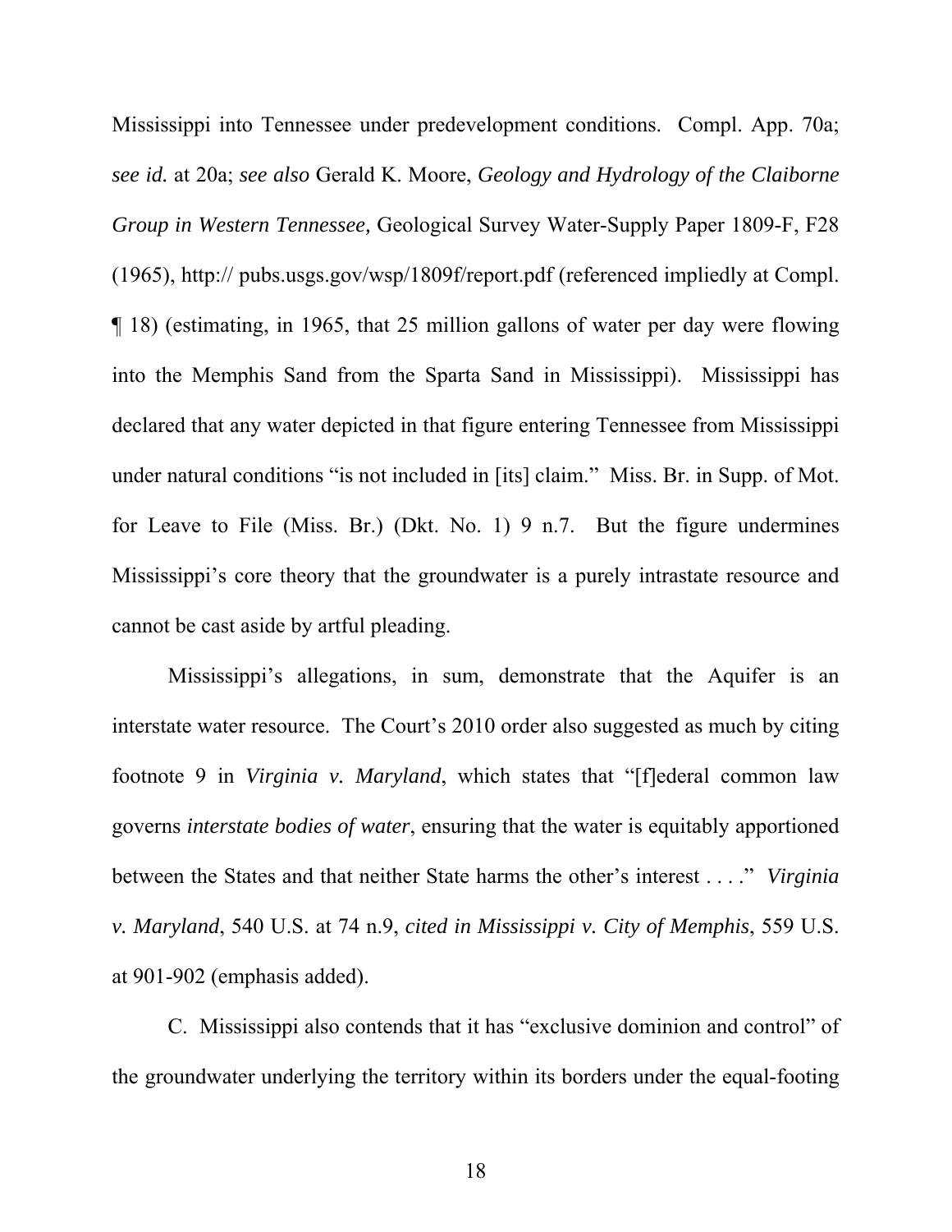Mississippi into Tennessee under predevelopment conditions. Compl. App. 70a; *see id.* at 20a; *see also* Gerald K. Moore, *Geology and Hydrology of the Claiborne Group in Western Tennessee,* Geological Survey Water-Supply Paper 1809-F, F28 (1965), http:// pubs.usgs.gov/wsp/1809f/report.pdf (referenced impliedly at Compl. ¶ 18) (estimating, in 1965, that 25 million gallons of water per day were flowing into the Memphis Sand from the Sparta Sand in Mississippi). Mississippi has declared that any water depicted in that figure entering Tennessee from Mississippi under natural conditions "is not included in [its] claim." Miss. Br. in Supp. of Mot. for Leave to File (Miss. Br.) (Dkt. No. 1) 9 n.7. But the figure undermines Mississippi's core theory that the groundwater is a purely intrastate resource and cannot be cast aside by artful pleading.

Mississippi's allegations, in sum, demonstrate that the Aquifer is an interstate water resource. The Court's 2010 order also suggested as much by citing footnote 9 in *Virginia v. Maryland*, which states that "[f]ederal common law governs *interstate bodies of water*, ensuring that the water is equitably apportioned between the States and that neither State harms the other's interest . . . ." *Virginia v. Maryland*, 540 U.S. at 74 n.9, *cited in Mississippi v. City of Memphis*, 559 U.S. at 901-902 (emphasis added).

C. Mississippi also contends that it has "exclusive dominion and control" of the groundwater underlying the territory within its borders under the equal-footing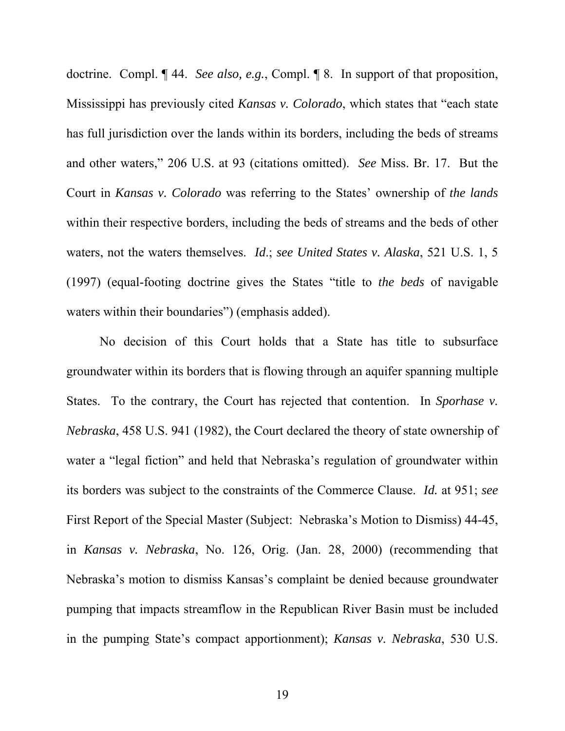doctrine. Compl. ¶ 44. *See also, e.g.*, Compl. ¶ 8. In support of that proposition, Mississippi has previously cited *Kansas v. Colorado*, which states that "each state has full jurisdiction over the lands within its borders, including the beds of streams and other waters," 206 U.S. at 93 (citations omitted). *See* Miss. Br. 17. But the Court in *Kansas v. Colorado* was referring to the States' ownership of *the lands* within their respective borders, including the beds of streams and the beds of other waters, not the waters themselves. *Id*.; *see United States v. Alaska*, 521 U.S. 1, 5 (1997) (equal-footing doctrine gives the States "title to *the beds* of navigable waters within their boundaries") (emphasis added).

No decision of this Court holds that a State has title to subsurface groundwater within its borders that is flowing through an aquifer spanning multiple States. To the contrary, the Court has rejected that contention. In *Sporhase v. Nebraska*, 458 U.S. 941 (1982), the Court declared the theory of state ownership of water a "legal fiction" and held that Nebraska's regulation of groundwater within its borders was subject to the constraints of the Commerce Clause. *Id.* at 951; *see* First Report of the Special Master (Subject: Nebraska's Motion to Dismiss) 44-45, in *Kansas v. Nebraska*, No. 126, Orig. (Jan. 28, 2000) (recommending that Nebraska's motion to dismiss Kansas's complaint be denied because groundwater pumping that impacts streamflow in the Republican River Basin must be included in the pumping State's compact apportionment); *Kansas v. Nebraska*, 530 U.S.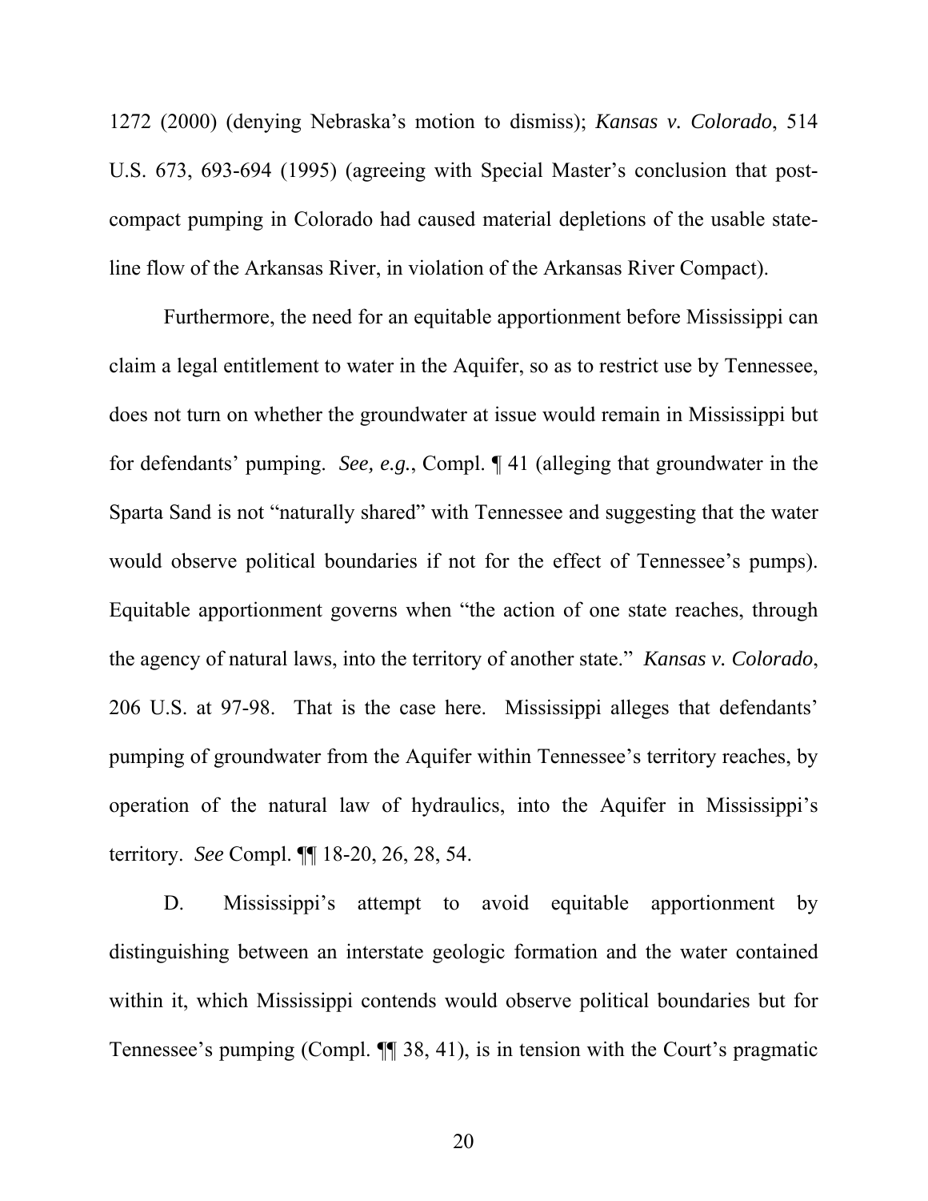1272 (2000) (denying Nebraska's motion to dismiss); *Kansas v. Colorado*, 514 U.S. 673, 693-694 (1995) (agreeing with Special Master's conclusion that post-compact pumping in Colorado had caused material depletions of the usable state-line flow of the Arkansas River, in violation of the Arkansas River Compact).

Furthermore, the need for an equitable apportionment before Mississippi can claim a legal entitlement to water in the Aquifer, so as to restrict use by Tennessee, does not turn on whether the groundwater at issue would remain in Mississippi but for defendants' pumping. *See, e.g.*, Compl. ¶ 41 (alleging that groundwater in the Sparta Sand is not "naturally shared" with Tennessee and suggesting that the water would observe political boundaries if not for the effect of Tennessee's pumps). Equitable apportionment governs when "the action of one state reaches, through the agency of natural laws, into the territory of another state." *Kansas v. Colorado*, 206 U.S. at 97-98. That is the case here. Mississippi alleges that defendants' pumping of groundwater from the Aquifer within Tennessee's territory reaches, by operation of the natural law of hydraulics, into the Aquifer in Mississippi's territory. *See* Compl. ¶¶ 18-20, 26, 28, 54.

D. Mississippi's attempt to avoid equitable apportionment by distinguishing between an interstate geologic formation and the water contained within it, which Mississippi contends would observe political boundaries but for Tennessee's pumping (Compl. ¶¶ 38, 41), is in tension with the Court's pragmatic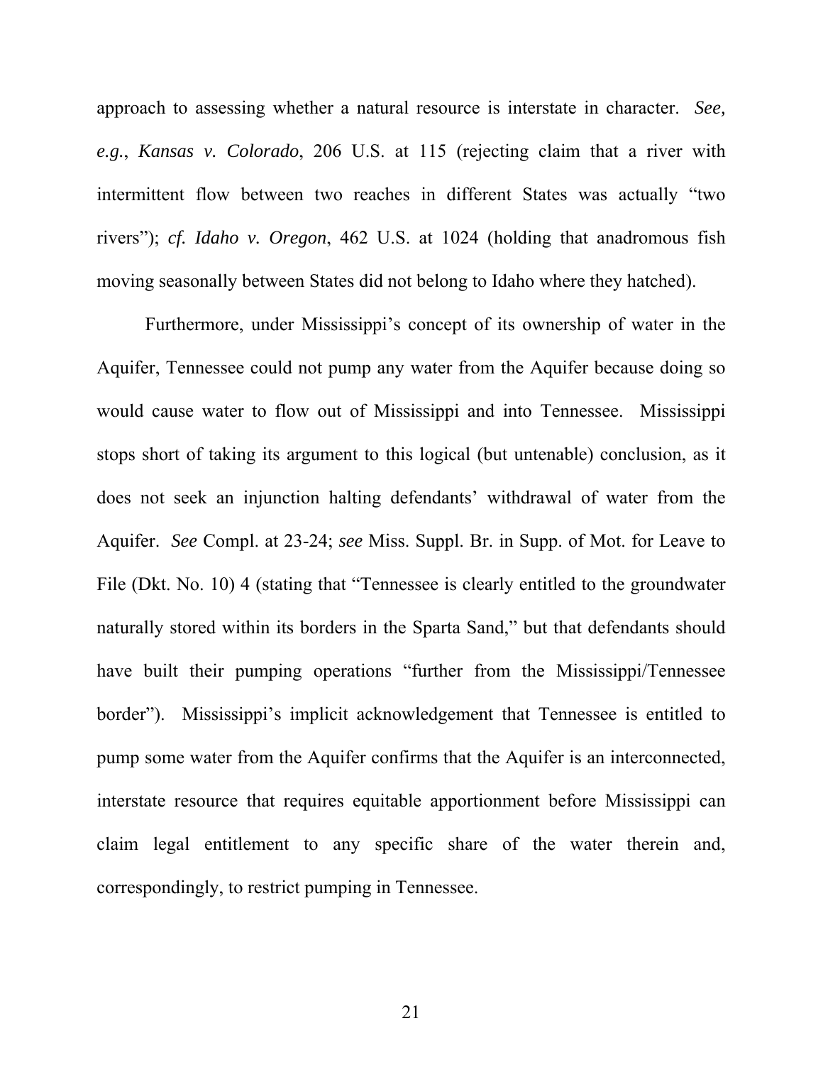approach to assessing whether a natural resource is interstate in character. *See, e.g.*, *Kansas v. Colorado*, 206 U.S. at 115 (rejecting claim that a river with intermittent flow between two reaches in different States was actually "two rivers"); *cf. Idaho v. Oregon*, 462 U.S. at 1024 (holding that anadromous fish moving seasonally between States did not belong to Idaho where they hatched).

Furthermore, under Mississippi's concept of its ownership of water in the Aquifer, Tennessee could not pump any water from the Aquifer because doing so would cause water to flow out of Mississippi and into Tennessee. Mississippi stops short of taking its argument to this logical (but untenable) conclusion, as it does not seek an injunction halting defendants' withdrawal of water from the Aquifer. *See* Compl. at 23-24; *see* Miss. Suppl. Br. in Supp. of Mot. for Leave to File (Dkt. No. 10) 4 (stating that "Tennessee is clearly entitled to the groundwater naturally stored within its borders in the Sparta Sand," but that defendants should have built their pumping operations "further from the Mississippi/Tennessee border"). Mississippi's implicit acknowledgement that Tennessee is entitled to pump some water from the Aquifer confirms that the Aquifer is an interconnected, interstate resource that requires equitable apportionment before Mississippi can claim legal entitlement to any specific share of the water therein and, correspondingly, to restrict pumping in Tennessee.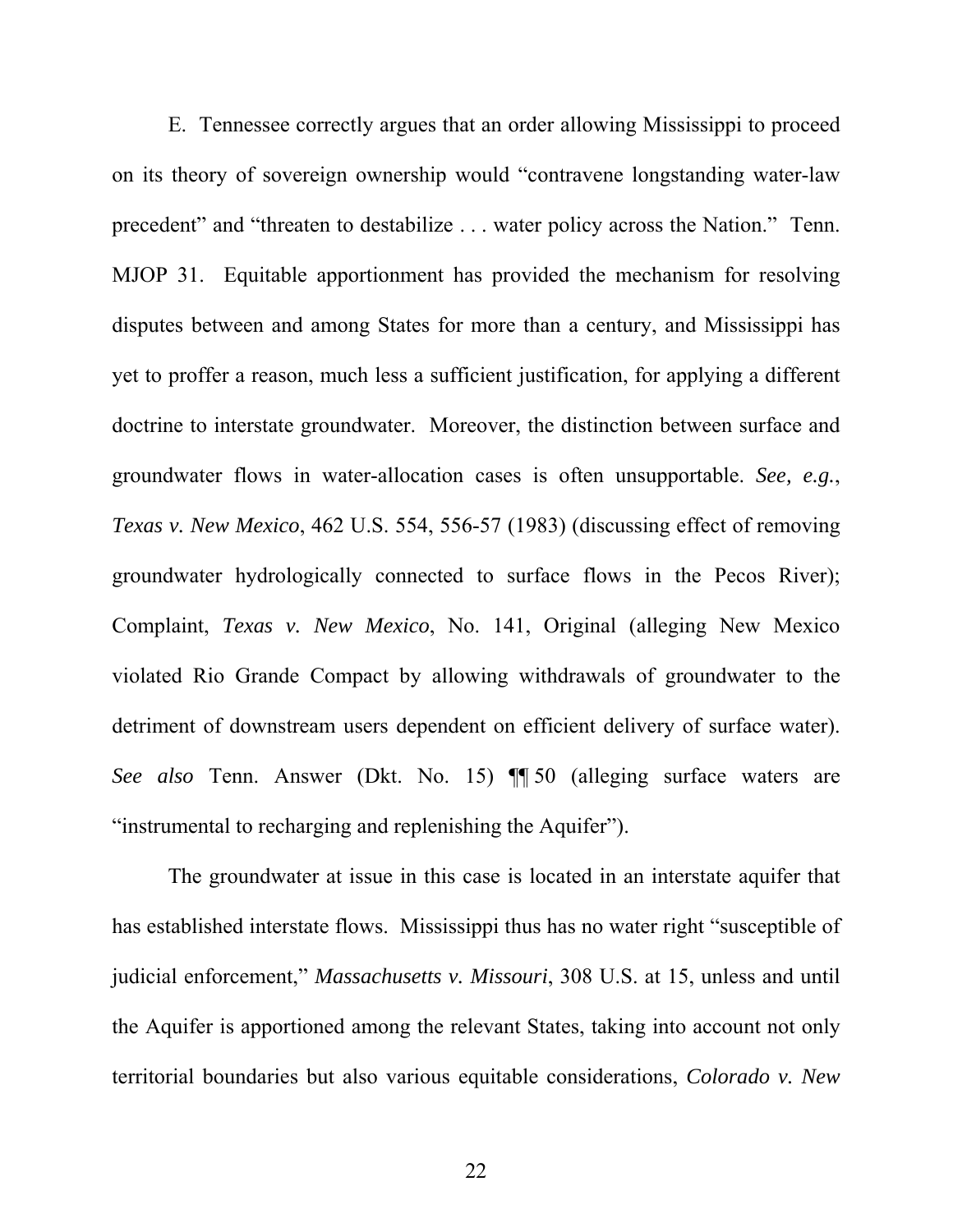E. Tennessee correctly argues that an order allowing Mississippi to proceed on its theory of sovereign ownership would "contravene longstanding water-law precedent" and "threaten to destabilize . . . water policy across the Nation." Tenn. MJOP 31. Equitable apportionment has provided the mechanism for resolving disputes between and among States for more than a century, and Mississippi has yet to proffer a reason, much less a sufficient justification, for applying a different doctrine to interstate groundwater. Moreover, the distinction between surface and groundwater flows in water-allocation cases is often unsupportable. *See, e.g.*, *Texas v. New Mexico*, 462 U.S. 554, 556-57 (1983) (discussing effect of removing groundwater hydrologically connected to surface flows in the Pecos River); Complaint, *Texas v. New Mexico*, No. 141, Original (alleging New Mexico violated Rio Grande Compact by allowing withdrawals of groundwater to the detriment of downstream users dependent on efficient delivery of surface water). *See also* Tenn. Answer (Dkt. No. 15) ¶¶ 50 (alleging surface waters are "instrumental to recharging and replenishing the Aquifer").

The groundwater at issue in this case is located in an interstate aquifer that has established interstate flows. Mississippi thus has no water right "susceptible of judicial enforcement," *Massachusetts v. Missouri*, 308 U.S. at 15, unless and until the Aquifer is apportioned among the relevant States, taking into account not only territorial boundaries but also various equitable considerations, *Colorado v. New*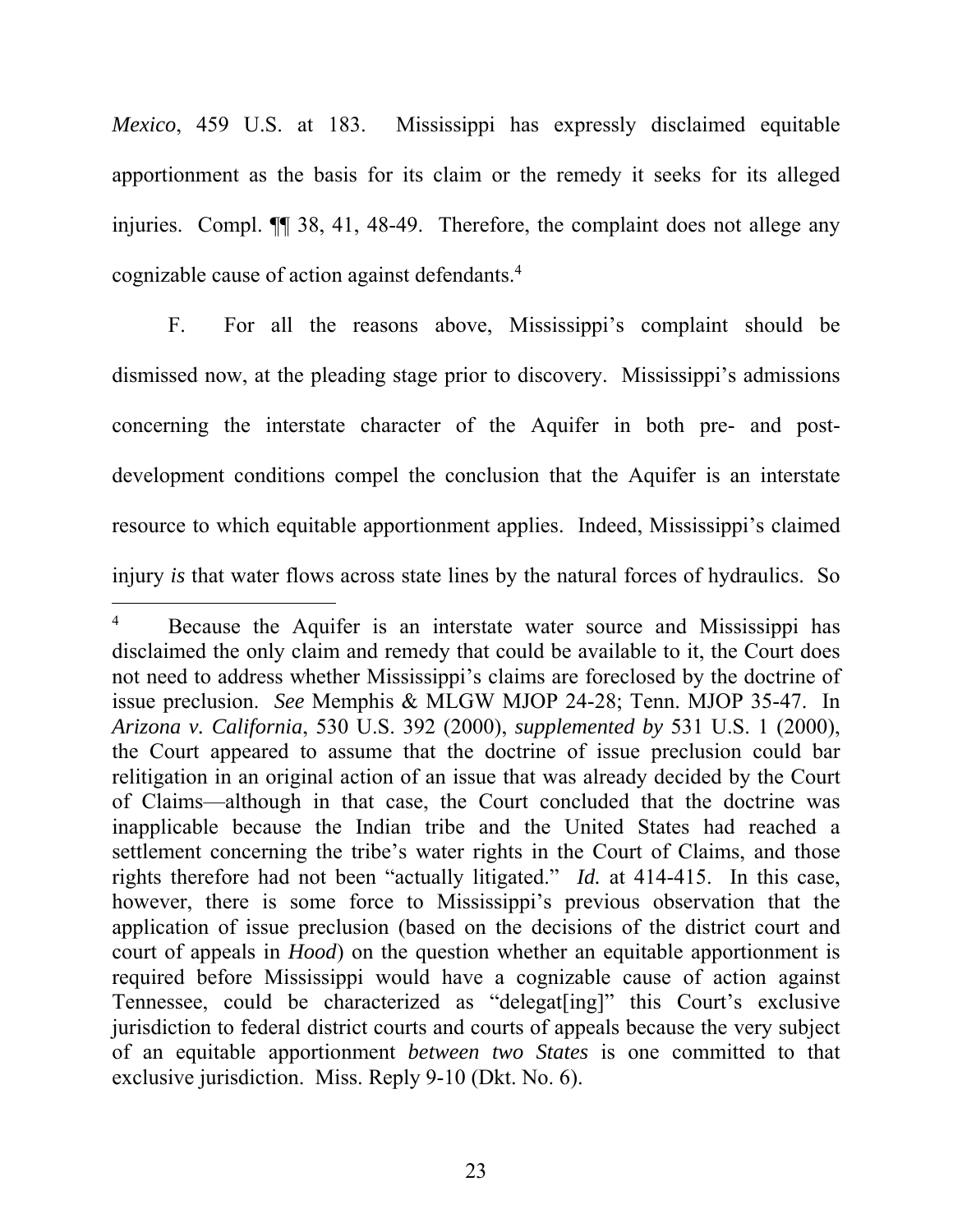*Mexico*, 459 U.S. at 183. Mississippi has expressly disclaimed equitable apportionment as the basis for its claim or the remedy it seeks for its alleged injuries. Compl. ¶¶ 38, 41, 48-49. Therefore, the complaint does not allege any cognizable cause of action against defendants.[4]

F. For all the reasons above, Mississippi's complaint should be dismissed now, at the pleading stage prior to discovery. Mississippi's admissions concerning the interstate character of the Aquifer in both pre- and post-development conditions compel the conclusion that the Aquifer is an interstate resource to which equitable apportionment applies. Indeed, Mississippi's claimed injury *is* that water flows across state lines by the natural forces of hydraulics. So

---

[4] Because the Aquifer is an interstate water source and Mississippi has disclaimed the only claim and remedy that could be available to it, the Court does not need to address whether Mississippi's claims are foreclosed by the doctrine of issue preclusion. *See* Memphis & MLGW MJOP 24-28; Tenn. MJOP 35-47. In *Arizona v. California*, 530 U.S. 392 (2000), *supplemented by* 531 U.S. 1 (2000), the Court appeared to assume that the doctrine of issue preclusion could bar relitigation in an original action of an issue that was already decided by the Court of Claims—although in that case, the Court concluded that the doctrine was inapplicable because the Indian tribe and the United States had reached a settlement concerning the tribe's water rights in the Court of Claims, and those rights therefore had not been "actually litigated." *Id.* at 414-415. In this case, however, there is some force to Mississippi's previous observation that the application of issue preclusion (based on the decisions of the district court and court of appeals in *Hood*) on the question whether an equitable apportionment is required before Mississippi would have a cognizable cause of action against Tennessee, could be characterized as "delegat[ing]" this Court's exclusive jurisdiction to federal district courts and courts of appeals because the very subject of an equitable apportionment *between two States* is one committed to that exclusive jurisdiction. Miss. Reply 9-10 (Dkt. No. 6).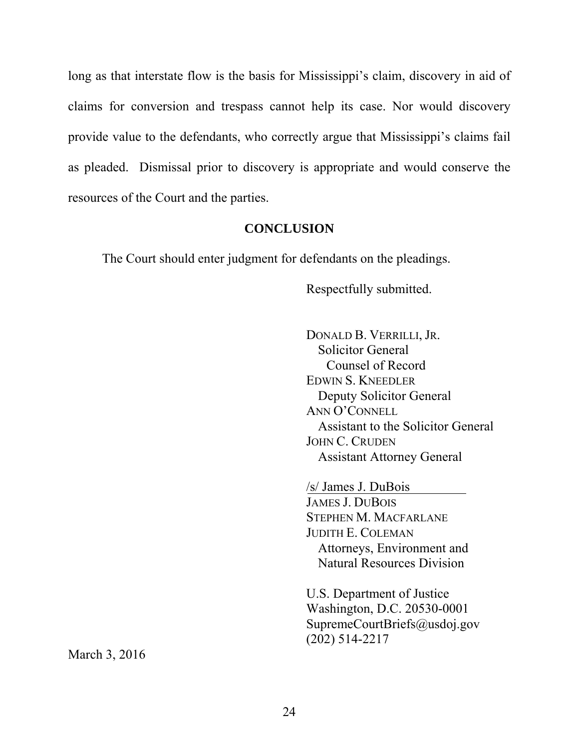long as that interstate flow is the basis for Mississippi's claim, discovery in aid of claims for conversion and trespass cannot help its case. Nor would discovery provide value to the defendants, who correctly argue that Mississippi's claims fail as pleaded. Dismissal prior to discovery is appropriate and would conserve the resources of the Court and the parties.

## CONCLUSION

The Court should enter judgment for defendants on the pleadings.

Respectfully submitted.

DONALD B. VERRILLI, JR.
Solicitor General
Counsel of Record
EDWIN S. KNEEDLER
Deputy Solicitor General
ANN O'CONNELL
Assistant to the Solicitor General
JOHN C. CRUDEN
Assistant Attorney General

/s/ James J. DuBois
JAMES J. DUBOIS
STEPHEN M. MACFARLANE
JUDITH E. COLEMAN
Attorneys, Environment and Natural Resources Division

U.S. Department of Justice
Washington, D.C. 20530-0001
SupremeCourtBriefs@usdoj.gov
(202) 514-2217

March 3, 2016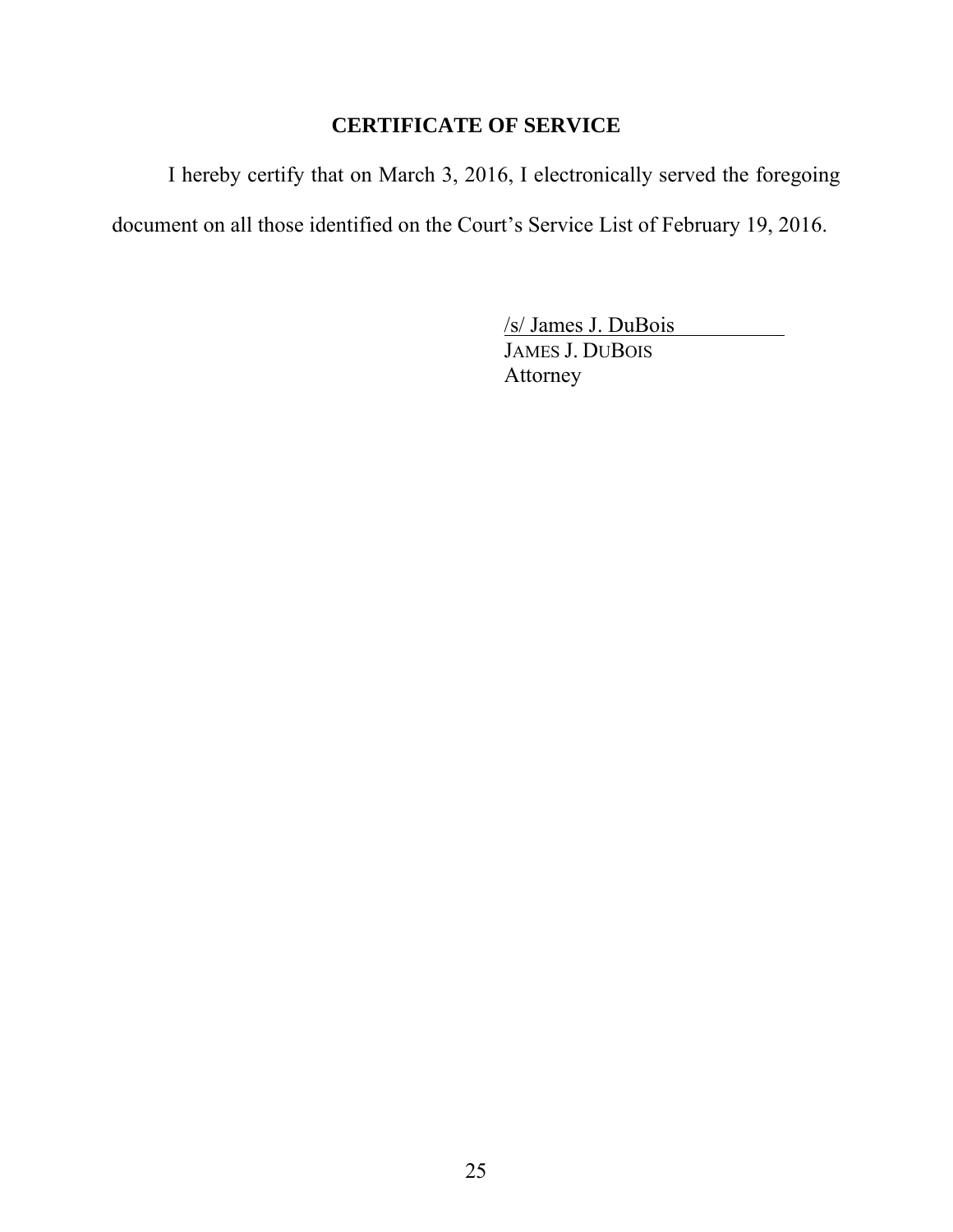## CERTIFICATE OF SERVICE

I hereby certify that on March 3, 2016, I electronically served the foregoing document on all those identified on the Court's Service List of February 19, 2016.

/s/ James J. DuBois
JAMES J. DUBOIS
Attorney